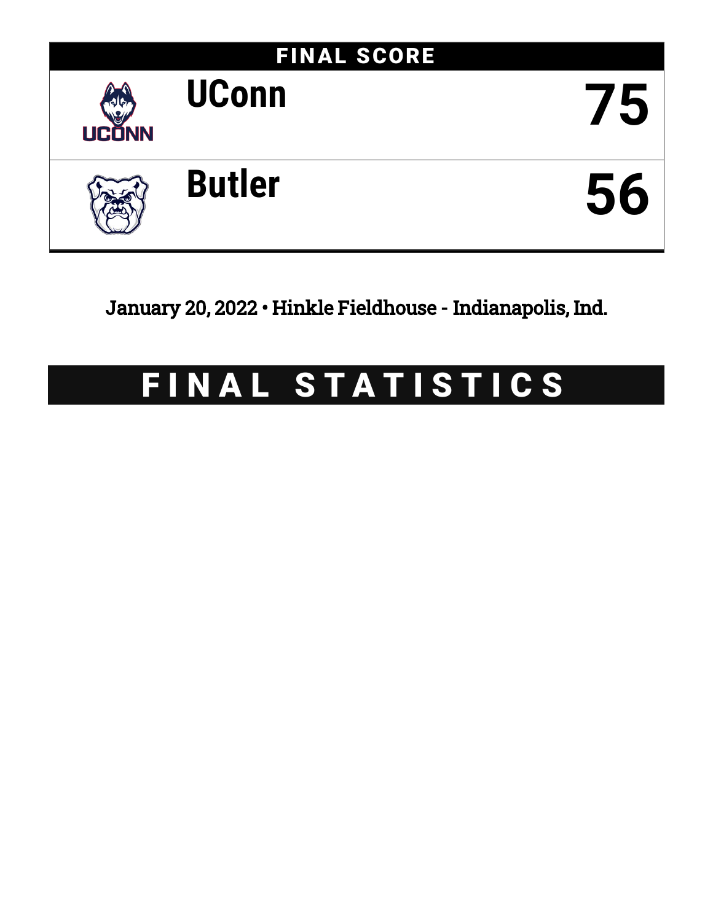## FINAL SCORE

| Team | Score |
| --- | --- |
| UConn | 75 |
| Butler | 56 |

January 20, 2022 • Hinkle Fieldhouse - Indianapolis, Ind.

# FINAL STATISTICS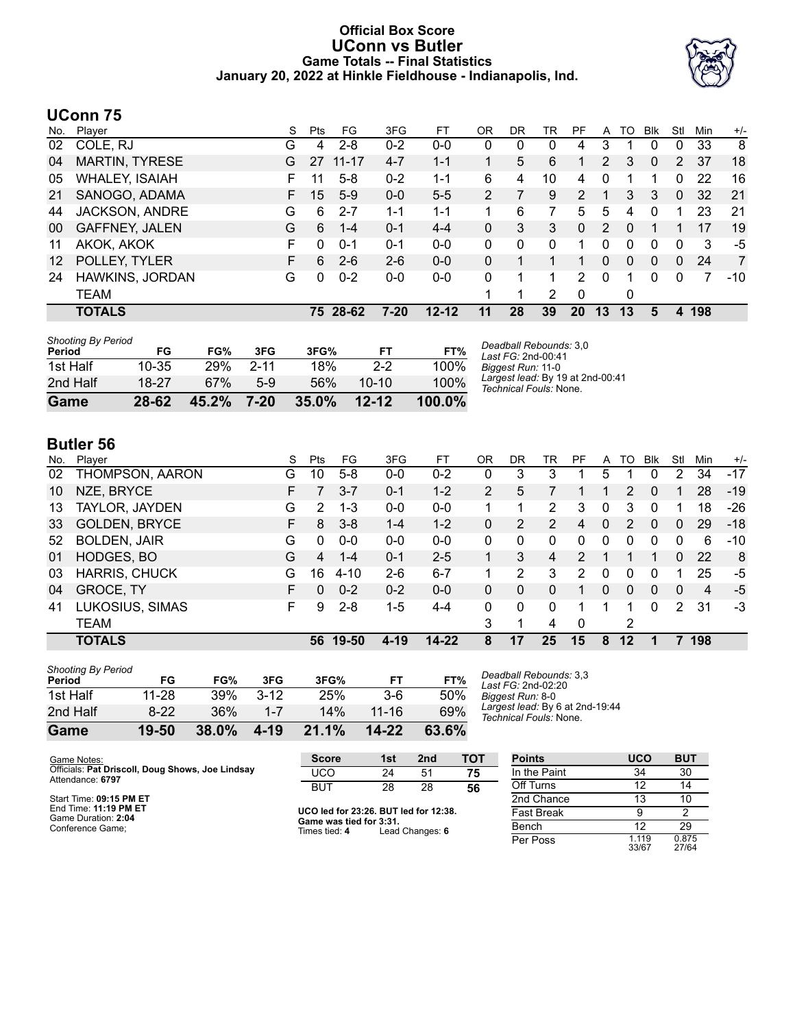# Official Box Score
## UConn vs Butler
### Game Totals -- Final Statistics
### January 20, 2022 at Hinkle Fieldhouse - Indianapolis, Ind.

## UConn 75

| No. | Player | S | Pts | FG | 3FG | FT | OR | DR | TR | PF | A | TO | Blk | Stl | Min | +/- |
|---|---|---|---|---|---|---|---|---|---|---|---|---|---|---|---|---|
| 02 | COLE, RJ | G | 4 | 2-8 | 0-2 | 0-0 | 0 | 0 | 0 | 4 | 3 | 1 | 0 | 0 | 33 | 8 |
| 04 | MARTIN, TYRESE | G | 27 | 11-17 | 4-7 | 1-1 | 1 | 5 | 6 | 1 | 2 | 3 | 0 | 2 | 37 | 18 |
| 05 | WHALEY, ISAIAH | F | 11 | 5-8 | 0-2 | 1-1 | 6 | 4 | 10 | 4 | 0 | 1 | 1 | 0 | 22 | 16 |
| 21 | SANOGO, ADAMA | F | 15 | 5-9 | 0-0 | 5-5 | 2 | 7 | 9 | 2 | 1 | 3 | 3 | 0 | 32 | 21 |
| 44 | JACKSON, ANDRE | G | 6 | 2-7 | 1-1 | 1-1 | 1 | 6 | 7 | 5 | 5 | 4 | 0 | 1 | 23 | 21 |
| 00 | GAFFNEY, JALEN | G | 6 | 1-4 | 0-1 | 4-4 | 0 | 3 | 3 | 0 | 2 | 0 | 1 | 1 | 17 | 19 |
| 11 | AKOK, AKOK | F | 0 | 0-1 | 0-1 | 0-0 | 0 | 0 | 0 | 1 | 0 | 0 | 0 | 0 | 3 | -5 |
| 12 | POLLEY, TYLER | F | 6 | 2-6 | 2-6 | 0-0 | 0 | 1 | 1 | 1 | 0 | 0 | 0 | 0 | 24 | 7 |
| 24 | HAWKINS, JORDAN | G | 0 | 0-2 | 0-0 | 0-0 | 0 | 1 | 1 | 2 | 0 | 1 | 0 | 0 | 7 | -10 |
| | TEAM | | | | | | 1 | 1 | 2 | 0 | | 0 | | | | |
| | **TOTALS** | | **75** | **28-62** | **7-20** | **12-12** | **11** | **28** | **39** | **20** | **13** | **13** | **5** | **4** | **198** | |

*Shooting By Period*

| Period | FG | FG% | 3FG | 3FG% | FT | FT% |
|---|---|---|---|---|---|---|
| 1st Half | 10-35 | 29% | 2-11 | 18% | 2-2 | 100% |
| 2nd Half | 18-27 | 67% | 5-9 | 56% | 10-10 | 100% |
| **Game** | **28-62** | **45.2%** | **7-20** | **35.0%** | **12-12** | **100.0%** |

*Deadball Rebounds:* 3,0
*Last FG:* 2nd-00:41
*Biggest Run:* 11-0
*Largest lead:* By 19 at 2nd-00:41
*Technical Fouls:* None.

## Butler 56

| No. | Player | S | Pts | FG | 3FG | FT | OR | DR | TR | PF | A | TO | Blk | Stl | Min | +/- |
|---|---|---|---|---|---|---|---|---|---|---|---|---|---|---|---|---|
| 02 | THOMPSON, AARON | G | 10 | 5-8 | 0-0 | 0-2 | 0 | 3 | 3 | 1 | 5 | 1 | 0 | 2 | 34 | -17 |
| 10 | NZE, BRYCE | F | 7 | 3-7 | 0-1 | 1-2 | 2 | 5 | 7 | 1 | 1 | 2 | 0 | 1 | 28 | -19 |
| 13 | TAYLOR, JAYDEN | G | 2 | 1-3 | 0-0 | 0-0 | 1 | 1 | 2 | 3 | 0 | 3 | 0 | 1 | 18 | -26 |
| 33 | GOLDEN, BRYCE | F | 8 | 3-8 | 1-4 | 1-2 | 0 | 2 | 2 | 4 | 0 | 2 | 0 | 0 | 29 | -18 |
| 52 | BOLDEN, JAIR | G | 0 | 0-0 | 0-0 | 0-0 | 0 | 0 | 0 | 0 | 0 | 0 | 0 | 0 | 6 | -10 |
| 01 | HODGES, BO | G | 4 | 1-4 | 0-1 | 2-5 | 1 | 3 | 4 | 2 | 1 | 1 | 1 | 0 | 22 | 8 |
| 03 | HARRIS, CHUCK | G | 16 | 4-10 | 2-6 | 6-7 | 1 | 2 | 3 | 2 | 0 | 0 | 0 | 1 | 25 | -5 |
| 04 | GROCE, TY | F | 0 | 0-2 | 0-2 | 0-0 | 0 | 0 | 0 | 1 | 0 | 0 | 0 | 0 | 4 | -5 |
| 41 | LUKOSIUS, SIMAS | F | 9 | 2-8 | 1-5 | 4-4 | 0 | 0 | 0 | 1 | 1 | 1 | 0 | 2 | 31 | -3 |
| | TEAM | | | | | | 3 | 1 | 4 | 0 | | 2 | | | | |
| | **TOTALS** | | **56** | **19-50** | **4-19** | **14-22** | **8** | **17** | **25** | **15** | **8** | **12** | **1** | **7** | **198** | |

*Shooting By Period*

| Period | FG | FG% | 3FG | 3FG% | FT | FT% |
|---|---|---|---|---|---|---|
| 1st Half | 11-28 | 39% | 3-12 | 25% | 3-6 | 50% |
| 2nd Half | 8-22 | 36% | 1-7 | 14% | 11-16 | 69% |
| **Game** | **19-50** | **38.0%** | **4-19** | **21.1%** | **14-22** | **63.6%** |

*Deadball Rebounds:* 3,3
*Last FG:* 2nd-02:20
*Biggest Run:* 8-0
*Largest lead:* By 6 at 2nd-19:44
*Technical Fouls:* None.

Game Notes:
Officials: **Pat Driscoll, Doug Shows, Joe Lindsay**
Attendance: **6797**

Start Time: **09:15 PM ET**
End Time: **11:19 PM ET**
Game Duration: **2:04**
Conference Game;

| Score | 1st | 2nd | TOT |
|---|---|---|---|
| UCO | 24 | 51 | **75** |
| BUT | 28 | 28 | **56** |

**UCO led for 23:26. BUT led for 12:38.**
**Game was tied for 3:31.**
Times tied: **4** Lead Changes: **6**

| Points | UCO | BUT |
|---|---|---|
| In the Paint | 34 | 30 |
| Off Turns | 12 | 14 |
| 2nd Chance | 13 | 10 |
| Fast Break | 9 | 2 |
| Bench | 12 | 29 |
| Per Poss | 1.119 33/67 | 0.875 27/64 |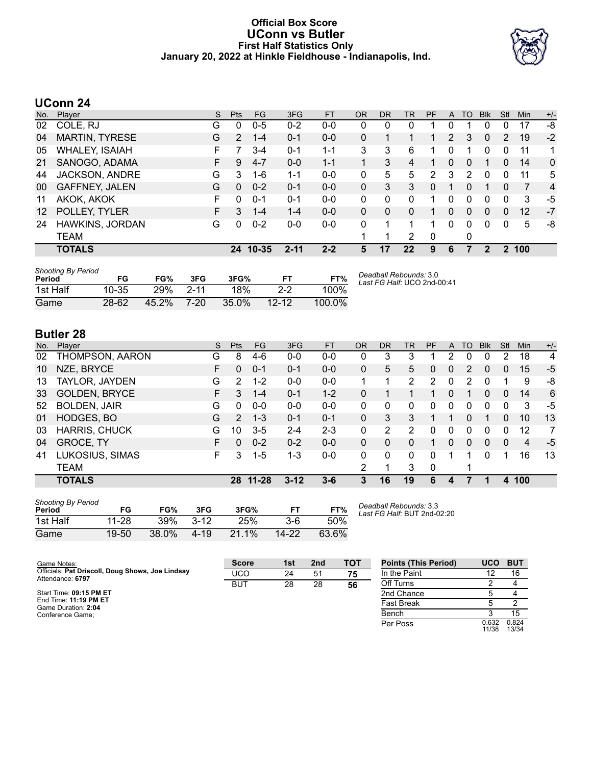# Official Box Score
## UConn vs Butler
### First Half Statistics Only
### January 20, 2022 at Hinkle Fieldhouse - Indianapolis, Ind.

## UConn 24

| No. | Player | S | Pts | FG | 3FG | FT | OR | DR | TR | PF | A | TO | Blk | Stl | Min | +/- |
|---|---|---|---|---|---|---|---|---|---|---|---|---|---|---|---|---|
| 02 | COLE, RJ | G | 0 | 0-5 | 0-2 | 0-0 | 0 | 0 | 0 | 1 | 0 | 1 | 0 | 0 | 17 | -8 |
| 04 | MARTIN, TYRESE | G | 2 | 1-4 | 0-1 | 0-0 | 0 | 1 | 1 | 1 | 2 | 3 | 0 | 2 | 19 | -2 |
| 05 | WHALEY, ISAIAH | F | 7 | 3-4 | 0-1 | 1-1 | 3 | 3 | 6 | 1 | 0 | 1 | 0 | 0 | 11 | 1 |
| 21 | SANOGO, ADAMA | F | 9 | 4-7 | 0-0 | 1-1 | 1 | 3 | 4 | 1 | 0 | 0 | 1 | 0 | 14 | 0 |
| 44 | JACKSON, ANDRE | G | 3 | 1-6 | 1-1 | 0-0 | 0 | 5 | 5 | 2 | 3 | 2 | 0 | 0 | 11 | 5 |
| 00 | GAFFNEY, JALEN | G | 0 | 0-2 | 0-1 | 0-0 | 0 | 3 | 3 | 0 | 1 | 0 | 1 | 0 | 7 | 4 |
| 11 | AKOK, AKOK | F | 0 | 0-1 | 0-1 | 0-0 | 0 | 0 | 0 | 1 | 0 | 0 | 0 | 0 | 3 | -5 |
| 12 | POLLEY, TYLER | F | 3 | 1-4 | 1-4 | 0-0 | 0 | 0 | 0 | 1 | 0 | 0 | 0 | 0 | 12 | -7 |
| 24 | HAWKINS, JORDAN | G | 0 | 0-2 | 0-0 | 0-0 | 0 | 1 | 1 | 1 | 0 | 0 | 0 | 0 | 5 | -8 |
| | TEAM | | | | | | 1 | 1 | 2 | 0 | | 0 | | | | |
| | **TOTALS** | | **24** | **10-35** | **2-11** | **2-2** | **5** | **17** | **22** | **9** | **6** | **7** | **2** | **2** | **100** | |

*Shooting By Period*

| Period | FG | FG% | 3FG | 3FG% | FT | FT% |
|---|---|---|---|---|---|---|
| 1st Half | 10-35 | 29% | 2-11 | 18% | 2-2 | 100% |
| Game | 28-62 | 45.2% | 7-20 | 35.0% | 12-12 | 100.0% |

*Deadball Rebounds:* 3,0
*Last FG Half:* UCO 2nd-00:41

## Butler 28

| No. | Player | S | Pts | FG | 3FG | FT | OR | DR | TR | PF | A | TO | Blk | Stl | Min | +/- |
|---|---|---|---|---|---|---|---|---|---|---|---|---|---|---|---|---|
| 02 | THOMPSON, AARON | G | 8 | 4-6 | 0-0 | 0-0 | 0 | 3 | 3 | 1 | 2 | 0 | 0 | 2 | 18 | 4 |
| 10 | NZE, BRYCE | F | 0 | 0-1 | 0-1 | 0-0 | 0 | 5 | 5 | 0 | 0 | 2 | 0 | 0 | 15 | -5 |
| 13 | TAYLOR, JAYDEN | G | 2 | 1-2 | 0-0 | 0-0 | 1 | 1 | 2 | 2 | 0 | 2 | 0 | 1 | 9 | -8 |
| 33 | GOLDEN, BRYCE | F | 3 | 1-4 | 0-1 | 1-2 | 0 | 1 | 1 | 1 | 0 | 1 | 0 | 0 | 14 | 6 |
| 52 | BOLDEN, JAIR | G | 0 | 0-0 | 0-0 | 0-0 | 0 | 0 | 0 | 0 | 0 | 0 | 0 | 0 | 3 | -5 |
| 01 | HODGES, BO | G | 2 | 1-3 | 0-1 | 0-1 | 0 | 3 | 3 | 1 | 1 | 0 | 1 | 0 | 10 | 13 |
| 03 | HARRIS, CHUCK | G | 10 | 3-5 | 2-4 | 2-3 | 0 | 2 | 2 | 0 | 0 | 0 | 0 | 0 | 12 | 7 |
| 04 | GROCE, TY | F | 0 | 0-2 | 0-2 | 0-0 | 0 | 0 | 0 | 1 | 0 | 0 | 0 | 0 | 4 | -5 |
| 41 | LUKOSIUS, SIMAS | F | 3 | 1-5 | 1-3 | 0-0 | 0 | 0 | 0 | 0 | 1 | 1 | 0 | 1 | 16 | 13 |
| | TEAM | | | | | | 2 | 1 | 3 | 0 | | 1 | | | | |
| | **TOTALS** | | **28** | **11-28** | **3-12** | **3-6** | **3** | **16** | **19** | **6** | **4** | **7** | **1** | **4** | **100** | |

*Shooting By Period*

| Period | FG | FG% | 3FG | 3FG% | FT | FT% |
|---|---|---|---|---|---|---|
| 1st Half | 11-28 | 39% | 3-12 | 25% | 3-6 | 50% |
| Game | 19-50 | 38.0% | 4-19 | 21.1% | 14-22 | 63.6% |

*Deadball Rebounds:* 3,3
*Last FG Half:* BUT 2nd-02:20

Game Notes:
Officials: **Pat Driscoll, Doug Shows, Joe Lindsay**
Attendance: **6797**

Start Time: **09:15 PM ET**
End Time: **11:19 PM ET**
Game Duration: **2:04**
Conference Game;

| Score | 1st | 2nd | TOT |
|---|---|---|---|
| UCO | 24 | 51 | **75** |
| BUT | 28 | 28 | **56** |

| Points (This Period) | UCO | BUT |
|---|---|---|
| In the Paint | 12 | 16 |
| Off Turns | 2 | 4 |
| 2nd Chance | 5 | 4 |
| Fast Break | 5 | 2 |
| Bench | 3 | 15 |
| Per Poss | 0.632 11/38 | 0.824 13/34 |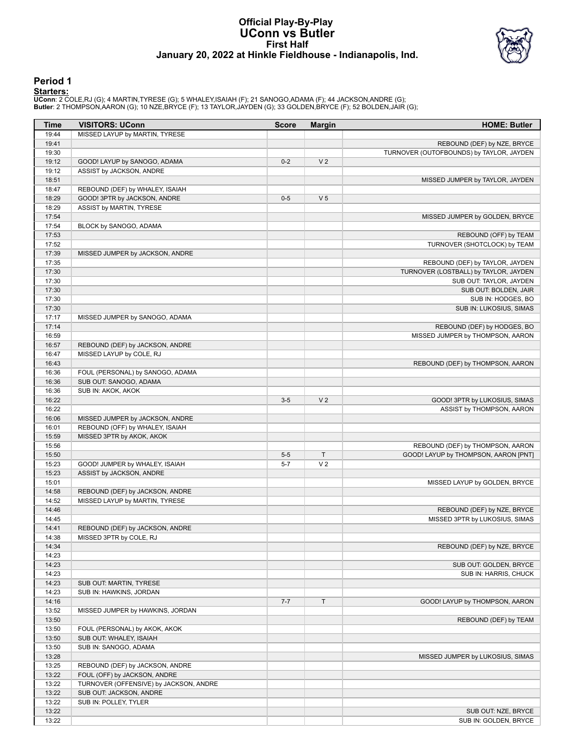# Official Play-By-Play
# UConn vs Butler
## First Half
### January 20, 2022 at Hinkle Fieldhouse - Indianapolis, Ind.

## Period 1

**Starters:**

**UConn**: 2 COLE,RJ (G); 4 MARTIN,TYRESE (G); 5 WHALEY,ISAIAH (F); 21 SANOGO,ADAMA (F); 44 JACKSON,ANDRE (G);
**Butler**: 2 THOMPSON,AARON (G); 10 NZE,BRYCE (F); 13 TAYLOR,JAYDEN (G); 33 GOLDEN,BRYCE (F); 52 BOLDEN,JAIR (G);

| Time | VISITORS: UConn | Score | Margin | HOME: Butler |
|---|---|---|---|---|
| 19:44 | MISSED LAYUP by MARTIN, TYRESE | | | |
| 19:41 | | | | REBOUND (DEF) by NZE, BRYCE |
| 19:30 | | | | TURNOVER (OUTOFBOUNDS) by TAYLOR, JAYDEN |
| 19:12 | GOOD! LAYUP by SANOGO, ADAMA | 0-2 | V 2 | |
| 19:12 | ASSIST by JACKSON, ANDRE | | | |
| 18:51 | | | | MISSED JUMPER by TAYLOR, JAYDEN |
| 18:47 | REBOUND (DEF) by WHALEY, ISAIAH | | | |
| 18:29 | GOOD! 3PTR by JACKSON, ANDRE | 0-5 | V 5 | |
| 18:29 | ASSIST by MARTIN, TYRESE | | | |
| 17:54 | | | | MISSED JUMPER by GOLDEN, BRYCE |
| 17:54 | BLOCK by SANOGO, ADAMA | | | |
| 17:53 | | | | REBOUND (OFF) by TEAM |
| 17:52 | | | | TURNOVER (SHOTCLOCK) by TEAM |
| 17:39 | MISSED JUMPER by JACKSON, ANDRE | | | |
| 17:35 | | | | REBOUND (DEF) by TAYLOR, JAYDEN |
| 17:30 | | | | TURNOVER (LOSTBALL) by TAYLOR, JAYDEN |
| 17:30 | | | | SUB OUT: TAYLOR, JAYDEN |
| 17:30 | | | | SUB OUT: BOLDEN, JAIR |
| 17:30 | | | | SUB IN: HODGES, BO |
| 17:30 | | | | SUB IN: LUKOSIUS, SIMAS |
| 17:17 | MISSED JUMPER by SANOGO, ADAMA | | | |
| 17:14 | | | | REBOUND (DEF) by HODGES, BO |
| 16:59 | | | | MISSED JUMPER by THOMPSON, AARON |
| 16:57 | REBOUND (DEF) by JACKSON, ANDRE | | | |
| 16:47 | MISSED LAYUP by COLE, RJ | | | |
| 16:43 | | | | REBOUND (DEF) by THOMPSON, AARON |
| 16:36 | FOUL (PERSONAL) by SANOGO, ADAMA | | | |
| 16:36 | SUB OUT: SANOGO, ADAMA | | | |
| 16:36 | SUB IN: AKOK, AKOK | | | |
| 16:22 | | 3-5 | V 2 | GOOD! 3PTR by LUKOSIUS, SIMAS |
| 16:22 | | | | ASSIST by THOMPSON, AARON |
| 16:06 | MISSED JUMPER by JACKSON, ANDRE | | | |
| 16:01 | REBOUND (OFF) by WHALEY, ISAIAH | | | |
| 15:59 | MISSED 3PTR by AKOK, AKOK | | | |
| 15:56 | | | | REBOUND (DEF) by THOMPSON, AARON |
| 15:50 | | 5-5 | T | GOOD! LAYUP by THOMPSON, AARON [PNT] |
| 15:23 | GOOD! JUMPER by WHALEY, ISAIAH | 5-7 | V 2 | |
| 15:23 | ASSIST by JACKSON, ANDRE | | | |
| 15:01 | | | | MISSED LAYUP by GOLDEN, BRYCE |
| 14:58 | REBOUND (DEF) by JACKSON, ANDRE | | | |
| 14:52 | MISSED LAYUP by MARTIN, TYRESE | | | |
| 14:46 | | | | REBOUND (DEF) by NZE, BRYCE |
| 14:45 | | | | MISSED 3PTR by LUKOSIUS, SIMAS |
| 14:41 | REBOUND (DEF) by JACKSON, ANDRE | | | |
| 14:38 | MISSED 3PTR by COLE, RJ | | | |
| 14:34 | | | | REBOUND (DEF) by NZE, BRYCE |
| 14:23 | | | | |
| 14:23 | | | | SUB OUT: GOLDEN, BRYCE |
| 14:23 | | | | SUB IN: HARRIS, CHUCK |
| 14:23 | SUB OUT: MARTIN, TYRESE | | | |
| 14:23 | SUB IN: HAWKINS, JORDAN | | | |
| 14:16 | | 7-7 | T | GOOD! LAYUP by THOMPSON, AARON |
| 13:52 | MISSED JUMPER by HAWKINS, JORDAN | | | |
| 13:50 | | | | REBOUND (DEF) by TEAM |
| 13:50 | FOUL (PERSONAL) by AKOK, AKOK | | | |
| 13:50 | SUB OUT: WHALEY, ISAIAH | | | |
| 13:50 | SUB IN: SANOGO, ADAMA | | | |
| 13:28 | | | | MISSED JUMPER by LUKOSIUS, SIMAS |
| 13:25 | REBOUND (DEF) by JACKSON, ANDRE | | | |
| 13:22 | FOUL (OFF) by JACKSON, ANDRE | | | |
| 13:22 | TURNOVER (OFFENSIVE) by JACKSON, ANDRE | | | |
| 13:22 | SUB OUT: JACKSON, ANDRE | | | |
| 13:22 | SUB IN: POLLEY, TYLER | | | |
| 13:22 | | | | SUB OUT: NZE, BRYCE |
| 13:22 | | | | SUB IN: GOLDEN, BRYCE |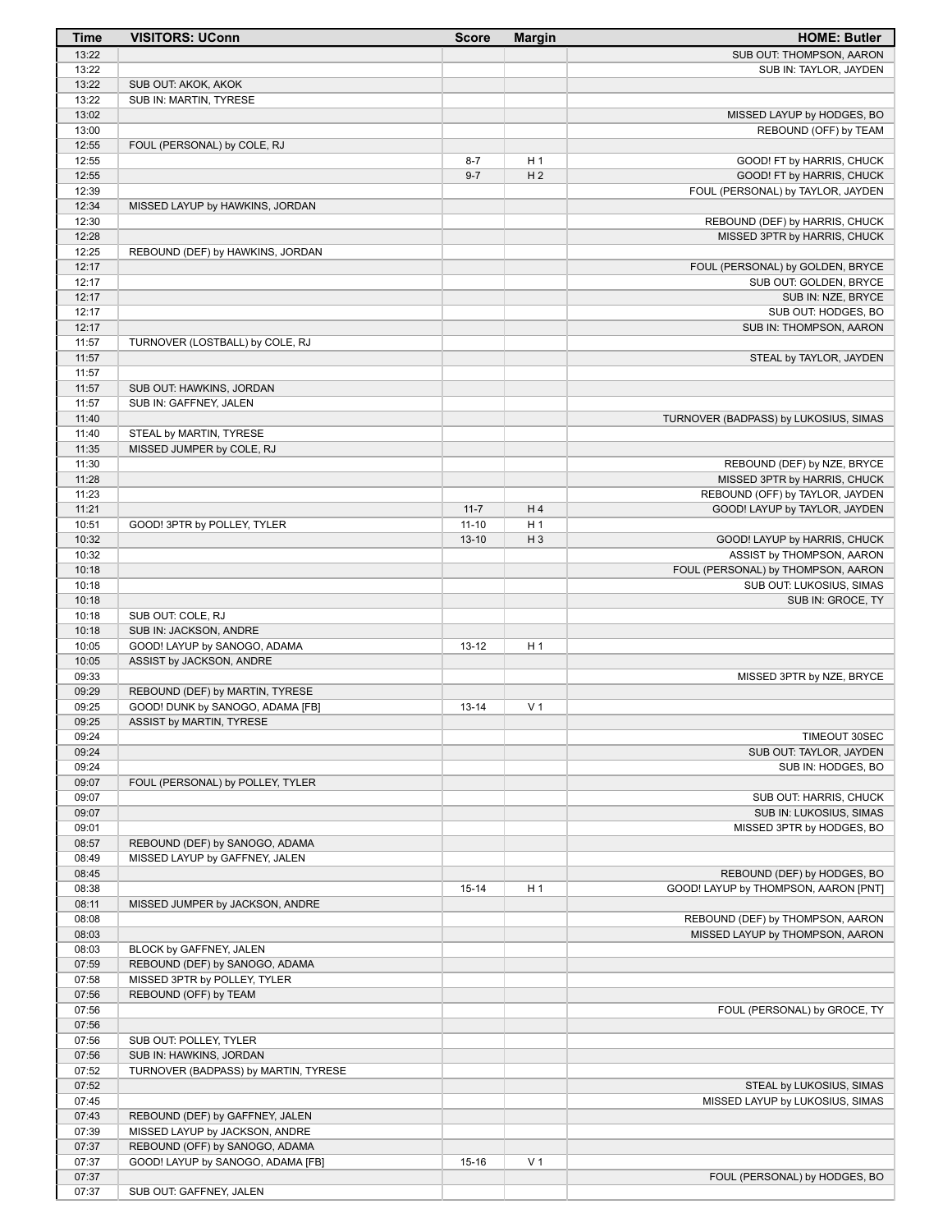| Time | VISITORS: UConn | Score | Margin | HOME: Butler |
| --- | --- | --- | --- | --- |
| 13:22 | | | | SUB OUT: THOMPSON, AARON |
| 13:22 | | | | SUB IN: TAYLOR, JAYDEN |
| 13:22 | SUB OUT: AKOK, AKOK | | | |
| 13:22 | SUB IN: MARTIN, TYRESE | | | |
| 13:02 | | | | MISSED LAYUP by HODGES, BO |
| 13:00 | | | | REBOUND (OFF) by TEAM |
| 12:55 | FOUL (PERSONAL) by COLE, RJ | | | |
| 12:55 | | 8-7 | H 1 | GOOD! FT by HARRIS, CHUCK |
| 12:55 | | 9-7 | H 2 | GOOD! FT by HARRIS, CHUCK |
| 12:39 | | | | FOUL (PERSONAL) by TAYLOR, JAYDEN |
| 12:34 | MISSED LAYUP by HAWKINS, JORDAN | | | |
| 12:30 | | | | REBOUND (DEF) by HARRIS, CHUCK |
| 12:28 | | | | MISSED 3PTR by HARRIS, CHUCK |
| 12:25 | REBOUND (DEF) by HAWKINS, JORDAN | | | |
| 12:17 | | | | FOUL (PERSONAL) by GOLDEN, BRYCE |
| 12:17 | | | | SUB OUT: GOLDEN, BRYCE |
| 12:17 | | | | SUB IN: NZE, BRYCE |
| 12:17 | | | | SUB OUT: HODGES, BO |
| 12:17 | | | | SUB IN: THOMPSON, AARON |
| 11:57 | TURNOVER (LOSTBALL) by COLE, RJ | | | |
| 11:57 | | | | STEAL by TAYLOR, JAYDEN |
| 11:57 | | | | |
| 11:57 | SUB OUT: HAWKINS, JORDAN | | | |
| 11:57 | SUB IN: GAFFNEY, JALEN | | | |
| 11:40 | | | | TURNOVER (BADPASS) by LUKOSIUS, SIMAS |
| 11:40 | STEAL by MARTIN, TYRESE | | | |
| 11:35 | MISSED JUMPER by COLE, RJ | | | |
| 11:30 | | | | REBOUND (DEF) by NZE, BRYCE |
| 11:28 | | | | MISSED 3PTR by HARRIS, CHUCK |
| 11:23 | | | | REBOUND (OFF) by TAYLOR, JAYDEN |
| 11:21 | | 11-7 | H 4 | GOOD! LAYUP by TAYLOR, JAYDEN |
| 10:51 | GOOD! 3PTR by POLLEY, TYLER | 11-10 | H 1 | |
| 10:32 | | 13-10 | H 3 | GOOD! LAYUP by HARRIS, CHUCK |
| 10:32 | | | | ASSIST by THOMPSON, AARON |
| 10:18 | | | | FOUL (PERSONAL) by THOMPSON, AARON |
| 10:18 | | | | SUB OUT: LUKOSIUS, SIMAS |
| 10:18 | | | | SUB IN: GROCE, TY |
| 10:18 | SUB OUT: COLE, RJ | | | |
| 10:18 | SUB IN: JACKSON, ANDRE | | | |
| 10:05 | GOOD! LAYUP by SANOGO, ADAMA | 13-12 | H 1 | |
| 10:05 | ASSIST by JACKSON, ANDRE | | | |
| 09:33 | | | | MISSED 3PTR by NZE, BRYCE |
| 09:29 | REBOUND (DEF) by MARTIN, TYRESE | | | |
| 09:25 | GOOD! DUNK by SANOGO, ADAMA [FB] | 13-14 | V 1 | |
| 09:25 | ASSIST by MARTIN, TYRESE | | | |
| 09:24 | | | | TIMEOUT 30SEC |
| 09:24 | | | | SUB OUT: TAYLOR, JAYDEN |
| 09:24 | | | | SUB IN: HODGES, BO |
| 09:07 | FOUL (PERSONAL) by POLLEY, TYLER | | | |
| 09:07 | | | | SUB OUT: HARRIS, CHUCK |
| 09:07 | | | | SUB IN: LUKOSIUS, SIMAS |
| 09:01 | | | | MISSED 3PTR by HODGES, BO |
| 08:57 | REBOUND (DEF) by SANOGO, ADAMA | | | |
| 08:49 | MISSED LAYUP by GAFFNEY, JALEN | | | |
| 08:45 | | | | REBOUND (DEF) by HODGES, BO |
| 08:38 | | 15-14 | H 1 | GOOD! LAYUP by THOMPSON, AARON [PNT] |
| 08:11 | MISSED JUMPER by JACKSON, ANDRE | | | |
| 08:08 | | | | REBOUND (DEF) by THOMPSON, AARON |
| 08:03 | | | | MISSED LAYUP by THOMPSON, AARON |
| 08:03 | BLOCK by GAFFNEY, JALEN | | | |
| 07:59 | REBOUND (DEF) by SANOGO, ADAMA | | | |
| 07:58 | MISSED 3PTR by POLLEY, TYLER | | | |
| 07:56 | REBOUND (OFF) by TEAM | | | |
| 07:56 | | | | FOUL (PERSONAL) by GROCE, TY |
| 07:56 | | | | |
| 07:56 | SUB OUT: POLLEY, TYLER | | | |
| 07:56 | SUB IN: HAWKINS, JORDAN | | | |
| 07:52 | TURNOVER (BADPASS) by MARTIN, TYRESE | | | |
| 07:52 | | | | STEAL by LUKOSIUS, SIMAS |
| 07:45 | | | | MISSED LAYUP by LUKOSIUS, SIMAS |
| 07:43 | REBOUND (DEF) by GAFFNEY, JALEN | | | |
| 07:39 | MISSED LAYUP by JACKSON, ANDRE | | | |
| 07:37 | REBOUND (OFF) by SANOGO, ADAMA | | | |
| 07:37 | GOOD! LAYUP by SANOGO, ADAMA [FB] | 15-16 | V 1 | |
| 07:37 | | | | FOUL (PERSONAL) by HODGES, BO |
| 07:37 | SUB OUT: GAFFNEY, JALEN | | | |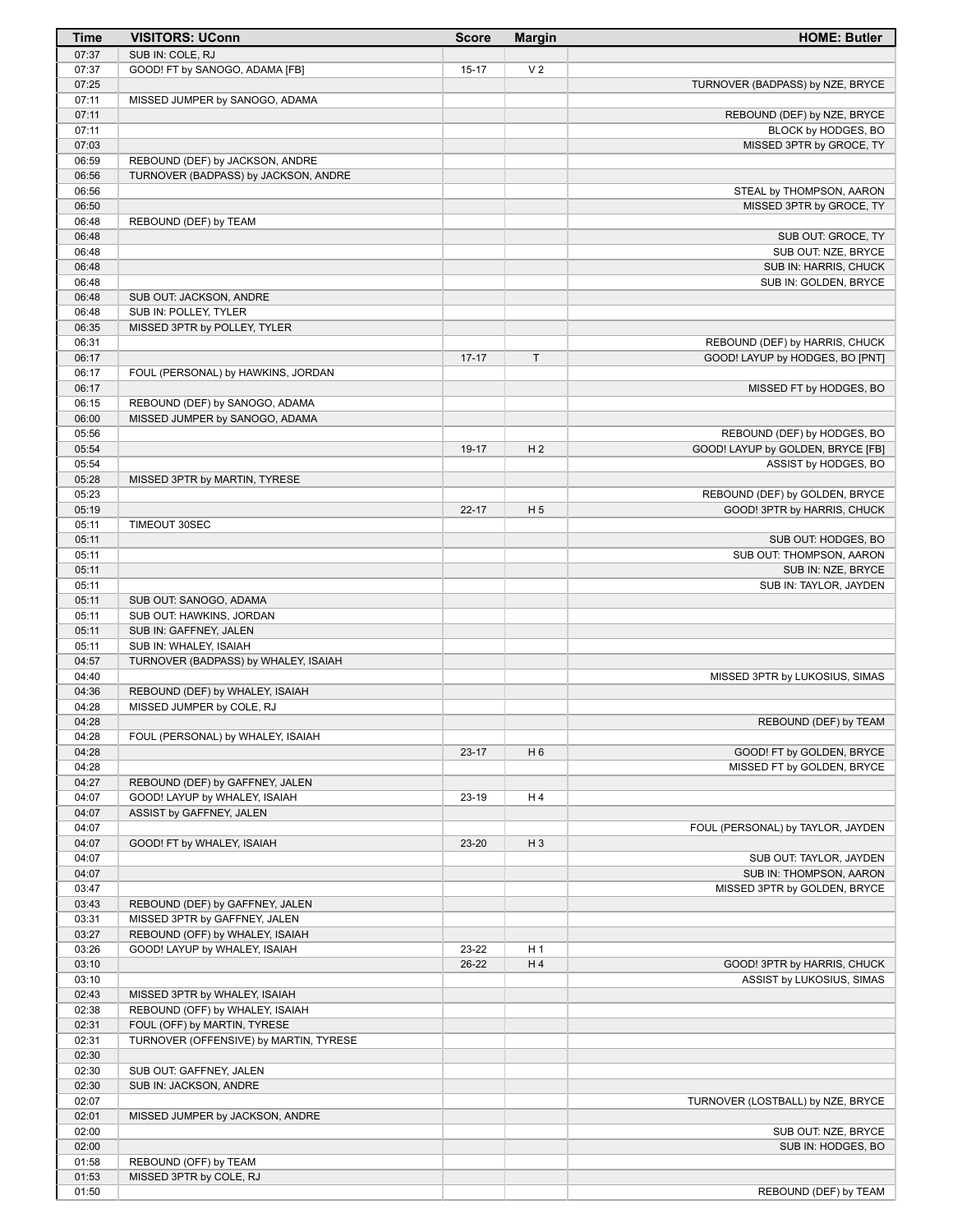| Time | VISITORS: UConn | Score | Margin | HOME: Butler |
|---|---|---|---|---|
| 07:37 | SUB IN: COLE, RJ | | | |
| 07:37 | GOOD! FT by SANOGO, ADAMA [FB] | 15-17 | V 2 | |
| 07:25 | | | | TURNOVER (BADPASS) by NZE, BRYCE |
| 07:11 | MISSED JUMPER by SANOGO, ADAMA | | | |
| 07:11 | | | | REBOUND (DEF) by NZE, BRYCE |
| 07:11 | | | | BLOCK by HODGES, BO |
| 07:03 | | | | MISSED 3PTR by GROCE, TY |
| 06:59 | REBOUND (DEF) by JACKSON, ANDRE | | | |
| 06:56 | TURNOVER (BADPASS) by JACKSON, ANDRE | | | |
| 06:56 | | | | STEAL by THOMPSON, AARON |
| 06:50 | | | | MISSED 3PTR by GROCE, TY |
| 06:48 | REBOUND (DEF) by TEAM | | | |
| 06:48 | | | | SUB OUT: GROCE, TY |
| 06:48 | | | | SUB OUT: NZE, BRYCE |
| 06:48 | | | | SUB IN: HARRIS, CHUCK |
| 06:48 | | | | SUB IN: GOLDEN, BRYCE |
| 06:48 | SUB OUT: JACKSON, ANDRE | | | |
| 06:48 | SUB IN: POLLEY, TYLER | | | |
| 06:35 | MISSED 3PTR by POLLEY, TYLER | | | |
| 06:31 | | | | REBOUND (DEF) by HARRIS, CHUCK |
| 06:17 | | 17-17 | T | GOOD! LAYUP by HODGES, BO [PNT] |
| 06:17 | FOUL (PERSONAL) by HAWKINS, JORDAN | | | |
| 06:17 | | | | MISSED FT by HODGES, BO |
| 06:15 | REBOUND (DEF) by SANOGO, ADAMA | | | |
| 06:00 | MISSED JUMPER by SANOGO, ADAMA | | | |
| 05:56 | | | | REBOUND (DEF) by HODGES, BO |
| 05:54 | | 19-17 | H 2 | GOOD! LAYUP by GOLDEN, BRYCE [FB] |
| 05:54 | | | | ASSIST by HODGES, BO |
| 05:28 | MISSED 3PTR by MARTIN, TYRESE | | | |
| 05:23 | | | | REBOUND (DEF) by GOLDEN, BRYCE |
| 05:19 | | 22-17 | H 5 | GOOD! 3PTR by HARRIS, CHUCK |
| 05:11 | TIMEOUT 30SEC | | | |
| 05:11 | | | | SUB OUT: HODGES, BO |
| 05:11 | | | | SUB OUT: THOMPSON, AARON |
| 05:11 | | | | SUB IN: NZE, BRYCE |
| 05:11 | | | | SUB IN: TAYLOR, JAYDEN |
| 05:11 | SUB OUT: SANOGO, ADAMA | | | |
| 05:11 | SUB OUT: HAWKINS, JORDAN | | | |
| 05:11 | SUB IN: GAFFNEY, JALEN | | | |
| 05:11 | SUB IN: WHALEY, ISAIAH | | | |
| 04:57 | TURNOVER (BADPASS) by WHALEY, ISAIAH | | | |
| 04:40 | | | | MISSED 3PTR by LUKOSIUS, SIMAS |
| 04:36 | REBOUND (DEF) by WHALEY, ISAIAH | | | |
| 04:28 | MISSED JUMPER by COLE, RJ | | | |
| 04:28 | | | | REBOUND (DEF) by TEAM |
| 04:28 | FOUL (PERSONAL) by WHALEY, ISAIAH | | | |
| 04:28 | | 23-17 | H 6 | GOOD! FT by GOLDEN, BRYCE |
| 04:28 | | | | MISSED FT by GOLDEN, BRYCE |
| 04:27 | REBOUND (DEF) by GAFFNEY, JALEN | | | |
| 04:07 | GOOD! LAYUP by WHALEY, ISAIAH | 23-19 | H 4 | |
| 04:07 | ASSIST by GAFFNEY, JALEN | | | |
| 04:07 | | | | FOUL (PERSONAL) by TAYLOR, JAYDEN |
| 04:07 | GOOD! FT by WHALEY, ISAIAH | 23-20 | H 3 | |
| 04:07 | | | | SUB OUT: TAYLOR, JAYDEN |
| 04:07 | | | | SUB IN: THOMPSON, AARON |
| 03:47 | | | | MISSED 3PTR by GOLDEN, BRYCE |
| 03:43 | REBOUND (DEF) by GAFFNEY, JALEN | | | |
| 03:31 | MISSED 3PTR by GAFFNEY, JALEN | | | |
| 03:27 | REBOUND (OFF) by WHALEY, ISAIAH | | | |
| 03:26 | GOOD! LAYUP by WHALEY, ISAIAH | 23-22 | H 1 | |
| 03:10 | | 26-22 | H 4 | GOOD! 3PTR by HARRIS, CHUCK |
| 03:10 | | | | ASSIST by LUKOSIUS, SIMAS |
| 02:43 | MISSED 3PTR by WHALEY, ISAIAH | | | |
| 02:38 | REBOUND (OFF) by WHALEY, ISAIAH | | | |
| 02:31 | FOUL (OFF) by MARTIN, TYRESE | | | |
| 02:31 | TURNOVER (OFFENSIVE) by MARTIN, TYRESE | | | |
| 02:30 | | | | |
| 02:30 | SUB OUT: GAFFNEY, JALEN | | | |
| 02:30 | SUB IN: JACKSON, ANDRE | | | |
| 02:07 | | | | TURNOVER (LOSTBALL) by NZE, BRYCE |
| 02:01 | MISSED JUMPER by JACKSON, ANDRE | | | |
| 02:00 | | | | SUB OUT: NZE, BRYCE |
| 02:00 | | | | SUB IN: HODGES, BO |
| 01:58 | REBOUND (OFF) by TEAM | | | |
| 01:53 | MISSED 3PTR by COLE, RJ | | | |
| 01:50 | | | | REBOUND (DEF) by TEAM |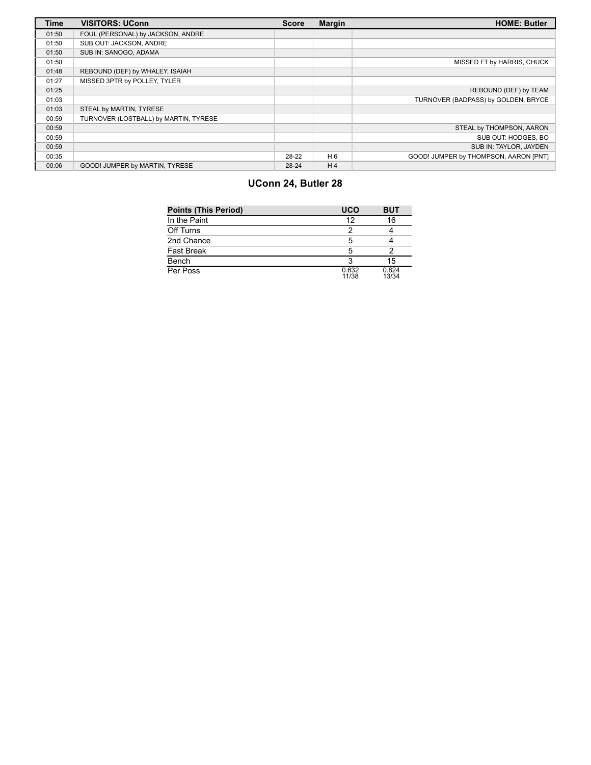| Time | VISITORS: UConn | Score | Margin | HOME: Butler |
| --- | --- | --- | --- | --- |
| 01:50 | FOUL (PERSONAL) by JACKSON, ANDRE | | | |
| 01:50 | SUB OUT: JACKSON, ANDRE | | | |
| 01:50 | SUB IN: SANOGO, ADAMA | | | |
| 01:50 | | | | MISSED FT by HARRIS, CHUCK |
| 01:48 | REBOUND (DEF) by WHALEY, ISAIAH | | | |
| 01:27 | MISSED 3PTR by POLLEY, TYLER | | | |
| 01:25 | | | | REBOUND (DEF) by TEAM |
| 01:03 | | | | TURNOVER (BADPASS) by GOLDEN, BRYCE |
| 01:03 | STEAL by MARTIN, TYRESE | | | |
| 00:59 | TURNOVER (LOSTBALL) by MARTIN, TYRESE | | | |
| 00:59 | | | | STEAL by THOMPSON, AARON |
| 00:59 | | | | SUB OUT: HODGES, BO |
| 00:59 | | | | SUB IN: TAYLOR, JAYDEN |
| 00:35 | | 28-22 | H 6 | GOOD! JUMPER by THOMPSON, AARON [PNT] |
| 00:06 | GOOD! JUMPER by MARTIN, TYRESE | 28-24 | H 4 | |

## UConn 24, Butler 28

| Points (This Period) | UCO | BUT |
| --- | --- | --- |
| In the Paint | 12 | 16 |
| Off Turns | 2 | 4 |
| 2nd Chance | 5 | 4 |
| Fast Break | 5 | 2 |
| Bench | 3 | 15 |
| Per Poss | 0.632 11/38 | 0.824 13/34 |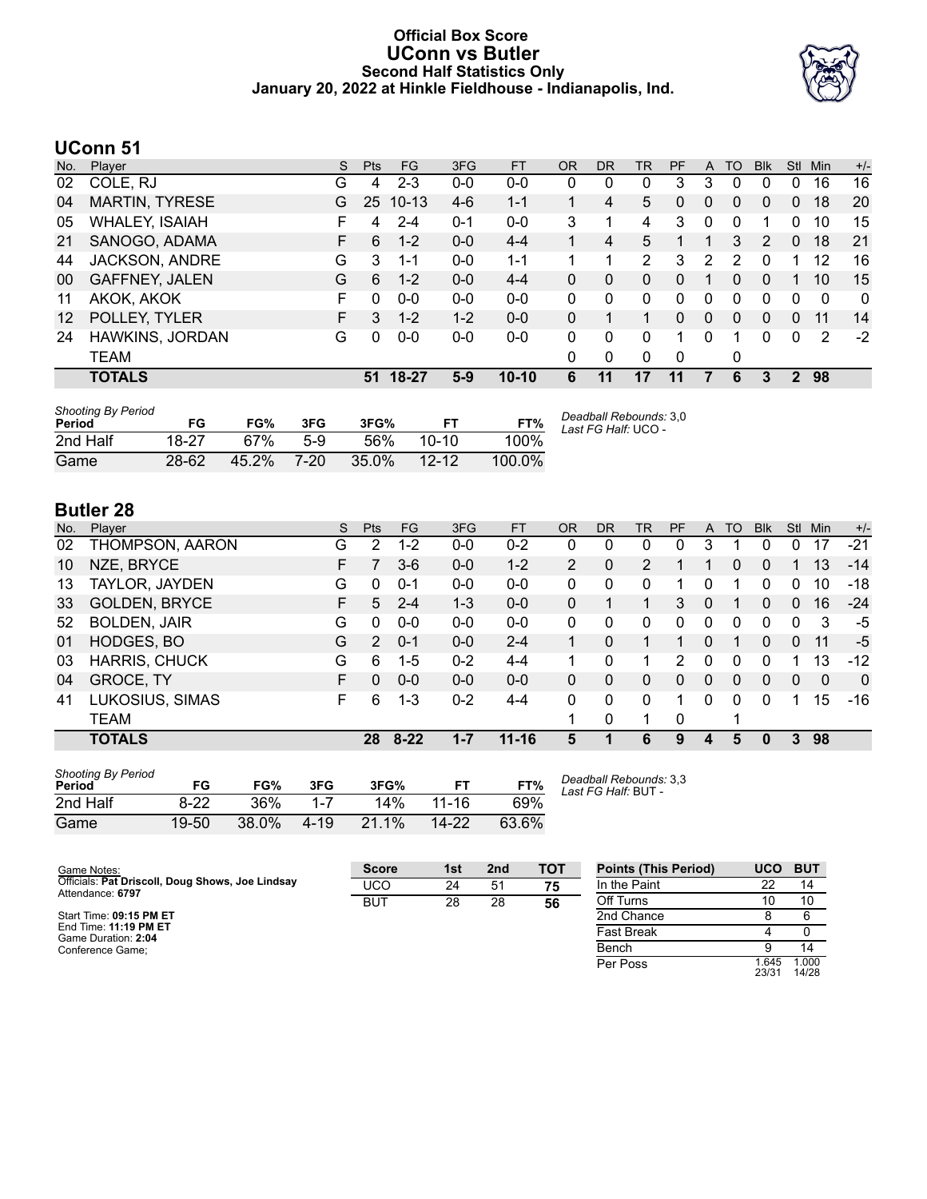# Official Box Score
# UConn vs Butler
## Second Half Statistics Only
### January 20, 2022 at Hinkle Fieldhouse - Indianapolis, Ind.

## UConn 51

| No. | Player | S | Pts | FG | 3FG | FT | OR | DR | TR | PF | A | TO | Blk | Stl | Min | +/- |
|---|---|---|---|---|---|---|---|---|---|---|---|---|---|---|---|---|
| 02 | COLE, RJ | G | 4 | 2-3 | 0-0 | 0-0 | 0 | 0 | 0 | 3 | 3 | 0 | 0 | 0 | 16 | 16 |
| 04 | MARTIN, TYRESE | G | 25 | 10-13 | 4-6 | 1-1 | 1 | 4 | 5 | 0 | 0 | 0 | 0 | 0 | 18 | 20 |
| 05 | WHALEY, ISAIAH | F | 4 | 2-4 | 0-1 | 0-0 | 3 | 1 | 4 | 3 | 0 | 0 | 1 | 0 | 10 | 15 |
| 21 | SANOGO, ADAMA | F | 6 | 1-2 | 0-0 | 4-4 | 1 | 4 | 5 | 1 | 1 | 3 | 2 | 0 | 18 | 21 |
| 44 | JACKSON, ANDRE | G | 3 | 1-1 | 0-0 | 1-1 | 1 | 1 | 2 | 3 | 2 | 2 | 0 | 1 | 12 | 16 |
| 00 | GAFFNEY, JALEN | G | 6 | 1-2 | 0-0 | 4-4 | 0 | 0 | 0 | 0 | 1 | 0 | 0 | 1 | 10 | 15 |
| 11 | AKOK, AKOK | F | 0 | 0-0 | 0-0 | 0-0 | 0 | 0 | 0 | 0 | 0 | 0 | 0 | 0 | 0 | 0 |
| 12 | POLLEY, TYLER | F | 3 | 1-2 | 1-2 | 0-0 | 0 | 1 | 1 | 0 | 0 | 0 | 0 | 0 | 11 | 14 |
| 24 | HAWKINS, JORDAN | G | 0 | 0-0 | 0-0 | 0-0 | 0 | 0 | 0 | 1 | 0 | 1 | 0 | 0 | 2 | -2 |
| | TEAM | | | | | | 0 | 0 | 0 | 0 | | 0 | | | | |
| | **TOTALS** | | **51** | **18-27** | **5-9** | **10-10** | **6** | **11** | **17** | **11** | **7** | **6** | **3** | **2** | **98** | |

| *Shooting By Period* Period | FG | FG% | 3FG | 3FG% | FT | FT% |
|---|---|---|---|---|---|---|
| 2nd Half | 18-27 | 67% | 5-9 | 56% | 10-10 | 100% |
| Game | 28-62 | 45.2% | 7-20 | 35.0% | 12-12 | 100.0% |

*Deadball Rebounds:* 3,0
*Last FG Half:* UCO -

## Butler 28

| No. | Player | S | Pts | FG | 3FG | FT | OR | DR | TR | PF | A | TO | Blk | Stl | Min | +/- |
|---|---|---|---|---|---|---|---|---|---|---|---|---|---|---|---|---|
| 02 | THOMPSON, AARON | G | 2 | 1-2 | 0-0 | 0-2 | 0 | 0 | 0 | 0 | 3 | 1 | 0 | 0 | 17 | -21 |
| 10 | NZE, BRYCE | F | 7 | 3-6 | 0-0 | 1-2 | 2 | 0 | 2 | 1 | 1 | 0 | 0 | 1 | 13 | -14 |
| 13 | TAYLOR, JAYDEN | G | 0 | 0-1 | 0-0 | 0-0 | 0 | 0 | 0 | 1 | 0 | 1 | 0 | 0 | 10 | -18 |
| 33 | GOLDEN, BRYCE | F | 5 | 2-4 | 1-3 | 0-0 | 0 | 1 | 1 | 3 | 0 | 1 | 0 | 0 | 16 | -24 |
| 52 | BOLDEN, JAIR | G | 0 | 0-0 | 0-0 | 0-0 | 0 | 0 | 0 | 0 | 0 | 0 | 0 | 0 | 3 | -5 |
| 01 | HODGES, BO | G | 2 | 0-1 | 0-0 | 2-4 | 1 | 0 | 1 | 1 | 0 | 1 | 0 | 0 | 11 | -5 |
| 03 | HARRIS, CHUCK | G | 6 | 1-5 | 0-2 | 4-4 | 1 | 0 | 1 | 2 | 0 | 0 | 0 | 1 | 13 | -12 |
| 04 | GROCE, TY | F | 0 | 0-0 | 0-0 | 0-0 | 0 | 0 | 0 | 0 | 0 | 0 | 0 | 0 | 0 | 0 |
| 41 | LUKOSIUS, SIMAS | F | 6 | 1-3 | 0-2 | 4-4 | 0 | 0 | 0 | 1 | 0 | 0 | 0 | 1 | 15 | -16 |
| | TEAM | | | | | | 1 | 0 | 1 | 0 | | 1 | | | | |
| | **TOTALS** | | **28** | **8-22** | **1-7** | **11-16** | **5** | **1** | **6** | **9** | **4** | **5** | **0** | **3** | **98** | |

| *Shooting By Period* Period | FG | FG% | 3FG | 3FG% | FT | FT% |
|---|---|---|---|---|---|---|
| 2nd Half | 8-22 | 36% | 1-7 | 14% | 11-16 | 69% |
| Game | 19-50 | 38.0% | 4-19 | 21.1% | 14-22 | 63.6% |

*Deadball Rebounds:* 3,3
*Last FG Half:* BUT -

Game Notes:
Officials: **Pat Driscoll, Doug Shows, Joe Lindsay**
Attendance: **6797**

Start Time: **09:15 PM ET**
End Time: **11:19 PM ET**
Game Duration: **2:04**
Conference Game;

| Score | 1st | 2nd | TOT |
|---|---|---|---|
| UCO | 24 | 51 | **75** |
| BUT | 28 | 28 | **56** |

| Points (This Period) | UCO | BUT |
|---|---|---|
| In the Paint | 22 | 14 |
| Off Turns | 10 | 10 |
| 2nd Chance | 8 | 6 |
| Fast Break | 4 | 0 |
| Bench | 9 | 14 |
| Per Poss | 1.645 23/31 | 1.000 14/28 |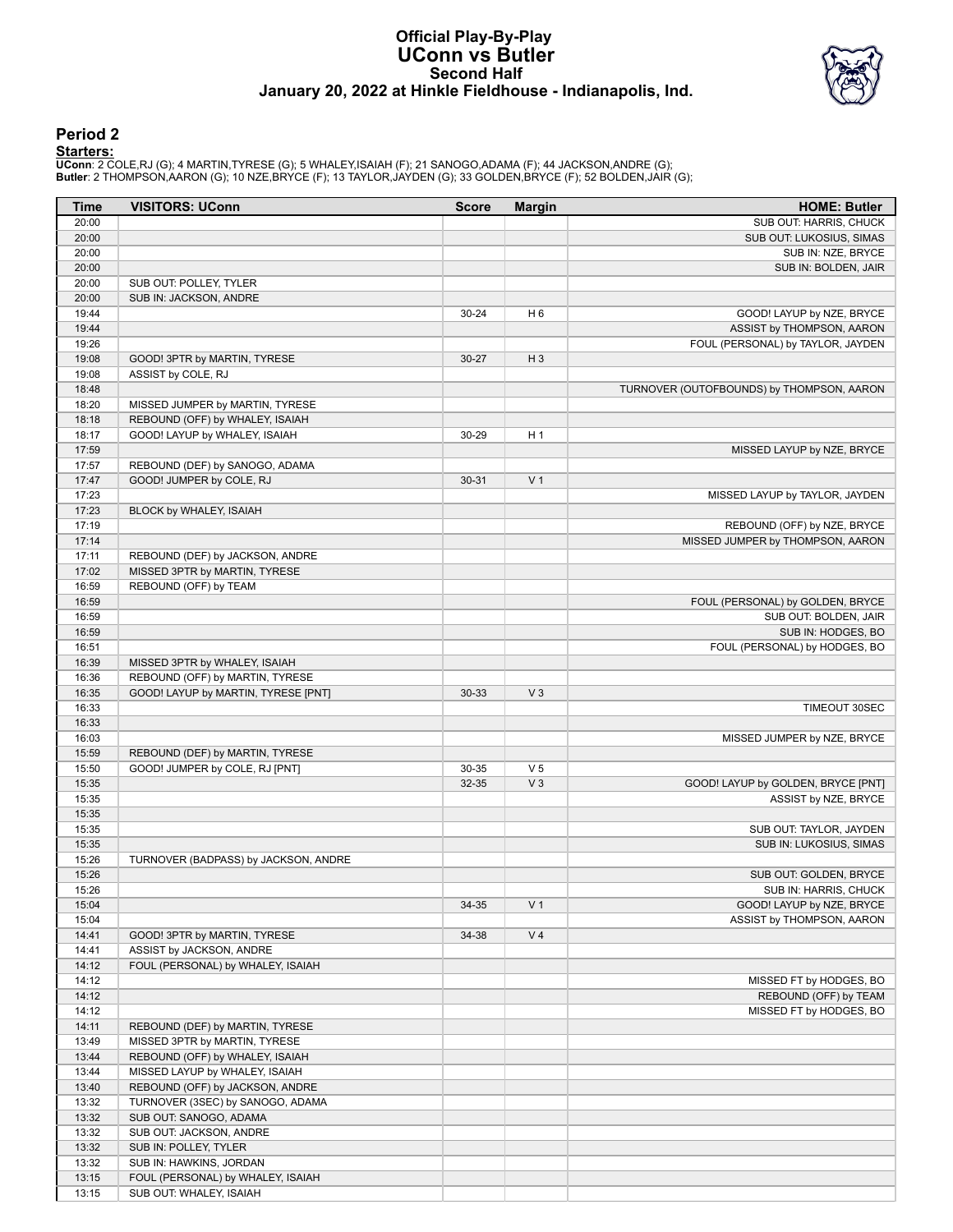# Official Play-By-Play
# UConn vs Butler
## Second Half
### January 20, 2022 at Hinkle Fieldhouse - Indianapolis, Ind.

## Period 2

**Starters:**

**UConn**: 2 COLE,RJ (G); 4 MARTIN,TYRESE (G); 5 WHALEY,ISAIAH (F); 21 SANOGO,ADAMA (F); 44 JACKSON,ANDRE (G);
**Butler**: 2 THOMPSON,AARON (G); 10 NZE,BRYCE (F); 13 TAYLOR,JAYDEN (G); 33 GOLDEN,BRYCE (F); 52 BOLDEN,JAIR (G);

| Time | VISITORS: UConn | Score | Margin | HOME: Butler |
|---|---|---|---|---|
| 20:00 | | | | SUB OUT: HARRIS, CHUCK |
| 20:00 | | | | SUB OUT: LUKOSIUS, SIMAS |
| 20:00 | | | | SUB IN: NZE, BRYCE |
| 20:00 | | | | SUB IN: BOLDEN, JAIR |
| 20:00 | SUB OUT: POLLEY, TYLER | | | |
| 20:00 | SUB IN: JACKSON, ANDRE | | | |
| 19:44 | | 30-24 | H 6 | GOOD! LAYUP by NZE, BRYCE |
| 19:44 | | | | ASSIST by THOMPSON, AARON |
| 19:26 | | | | FOUL (PERSONAL) by TAYLOR, JAYDEN |
| 19:08 | GOOD! 3PTR by MARTIN, TYRESE | 30-27 | H 3 | |
| 19:08 | ASSIST by COLE, RJ | | | |
| 18:48 | | | | TURNOVER (OUTOFBOUNDS) by THOMPSON, AARON |
| 18:20 | MISSED JUMPER by MARTIN, TYRESE | | | |
| 18:18 | REBOUND (OFF) by WHALEY, ISAIAH | | | |
| 18:17 | GOOD! LAYUP by WHALEY, ISAIAH | 30-29 | H 1 | |
| 17:59 | | | | MISSED LAYUP by NZE, BRYCE |
| 17:57 | REBOUND (DEF) by SANOGO, ADAMA | | | |
| 17:47 | GOOD! JUMPER by COLE, RJ | 30-31 | V 1 | |
| 17:23 | | | | MISSED LAYUP by TAYLOR, JAYDEN |
| 17:23 | BLOCK by WHALEY, ISAIAH | | | |
| 17:19 | | | | REBOUND (OFF) by NZE, BRYCE |
| 17:14 | | | | MISSED JUMPER by THOMPSON, AARON |
| 17:11 | REBOUND (DEF) by JACKSON, ANDRE | | | |
| 17:02 | MISSED 3PTR by MARTIN, TYRESE | | | |
| 16:59 | REBOUND (OFF) by TEAM | | | |
| 16:59 | | | | FOUL (PERSONAL) by GOLDEN, BRYCE |
| 16:59 | | | | SUB OUT: BOLDEN, JAIR |
| 16:59 | | | | SUB IN: HODGES, BO |
| 16:51 | | | | FOUL (PERSONAL) by HODGES, BO |
| 16:39 | MISSED 3PTR by WHALEY, ISAIAH | | | |
| 16:36 | REBOUND (OFF) by MARTIN, TYRESE | | | |
| 16:35 | GOOD! LAYUP by MARTIN, TYRESE [PNT] | 30-33 | V 3 | |
| 16:33 | | | | TIMEOUT 30SEC |
| 16:33 | | | | |
| 16:03 | | | | MISSED JUMPER by NZE, BRYCE |
| 15:59 | REBOUND (DEF) by MARTIN, TYRESE | | | |
| 15:50 | GOOD! JUMPER by COLE, RJ [PNT] | 30-35 | V 5 | |
| 15:35 | | 32-35 | V 3 | GOOD! LAYUP by GOLDEN, BRYCE [PNT] |
| 15:35 | | | | ASSIST by NZE, BRYCE |
| 15:35 | | | | |
| 15:35 | | | | SUB OUT: TAYLOR, JAYDEN |
| 15:35 | | | | SUB IN: LUKOSIUS, SIMAS |
| 15:26 | TURNOVER (BADPASS) by JACKSON, ANDRE | | | |
| 15:26 | | | | SUB OUT: GOLDEN, BRYCE |
| 15:26 | | | | SUB IN: HARRIS, CHUCK |
| 15:04 | | 34-35 | V 1 | GOOD! LAYUP by NZE, BRYCE |
| 15:04 | | | | ASSIST by THOMPSON, AARON |
| 14:41 | GOOD! 3PTR by MARTIN, TYRESE | 34-38 | V 4 | |
| 14:41 | ASSIST by JACKSON, ANDRE | | | |
| 14:12 | FOUL (PERSONAL) by WHALEY, ISAIAH | | | |
| 14:12 | | | | MISSED FT by HODGES, BO |
| 14:12 | | | | REBOUND (OFF) by TEAM |
| 14:12 | | | | MISSED FT by HODGES, BO |
| 14:11 | REBOUND (DEF) by MARTIN, TYRESE | | | |
| 13:49 | MISSED 3PTR by MARTIN, TYRESE | | | |
| 13:44 | REBOUND (OFF) by WHALEY, ISAIAH | | | |
| 13:44 | MISSED LAYUP by WHALEY, ISAIAH | | | |
| 13:40 | REBOUND (OFF) by JACKSON, ANDRE | | | |
| 13:32 | TURNOVER (3SEC) by SANOGO, ADAMA | | | |
| 13:32 | SUB OUT: SANOGO, ADAMA | | | |
| 13:32 | SUB OUT: JACKSON, ANDRE | | | |
| 13:32 | SUB IN: POLLEY, TYLER | | | |
| 13:32 | SUB IN: HAWKINS, JORDAN | | | |
| 13:15 | FOUL (PERSONAL) by WHALEY, ISAIAH | | | |
| 13:15 | SUB OUT: WHALEY, ISAIAH | | | |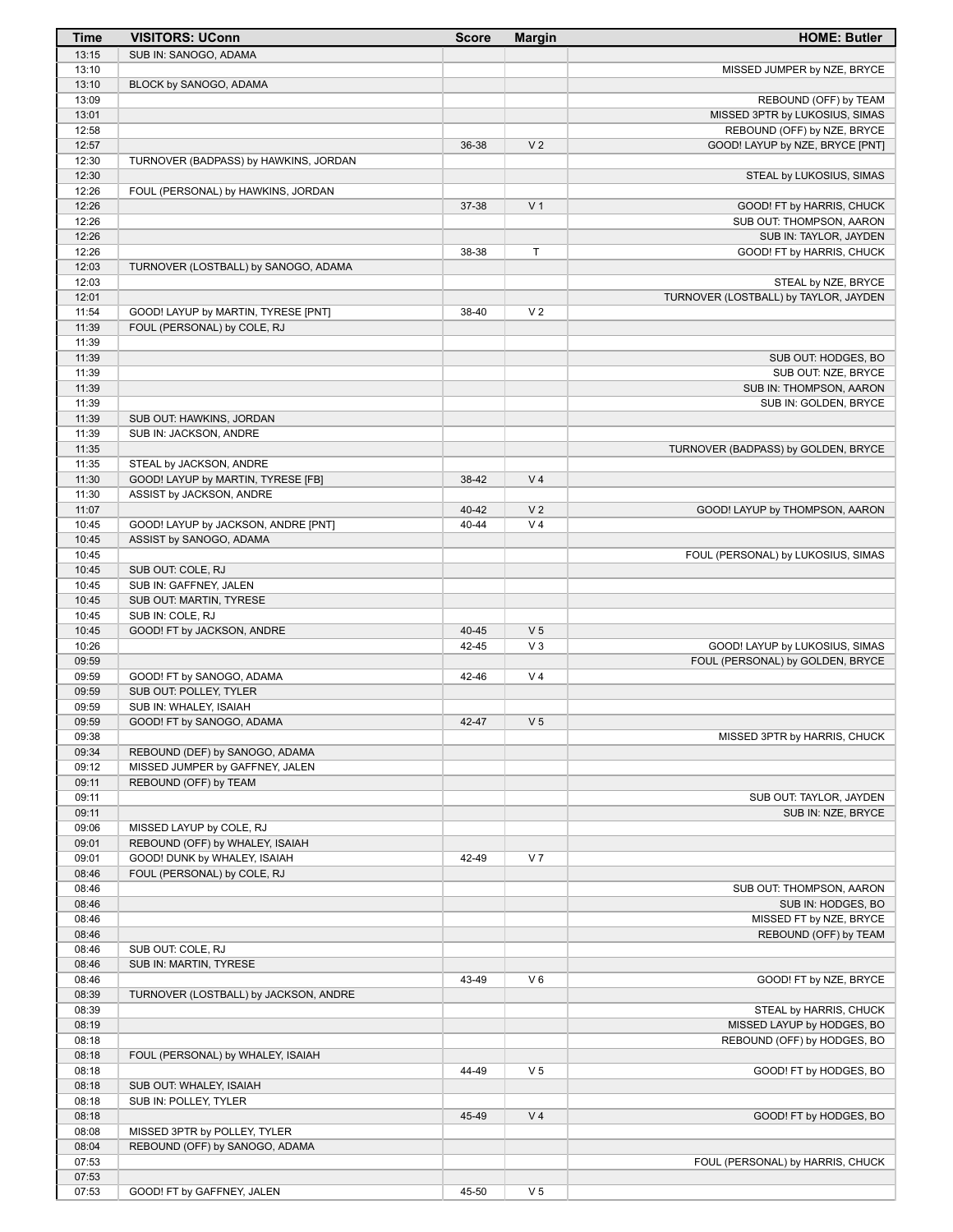| Time | VISITORS: UConn | Score | Margin | HOME: Butler |
|---|---|---|---|---|
| 13:15 | SUB IN: SANOGO, ADAMA | | | |
| 13:10 | | | | MISSED JUMPER by NZE, BRYCE |
| 13:10 | BLOCK by SANOGO, ADAMA | | | |
| 13:09 | | | | REBOUND (OFF) by TEAM |
| 13:01 | | | | MISSED 3PTR by LUKOSIUS, SIMAS |
| 12:58 | | | | REBOUND (OFF) by NZE, BRYCE |
| 12:57 | | 36-38 | V 2 | GOOD! LAYUP by NZE, BRYCE [PNT] |
| 12:30 | TURNOVER (BADPASS) by HAWKINS, JORDAN | | | |
| 12:30 | | | | STEAL by LUKOSIUS, SIMAS |
| 12:26 | FOUL (PERSONAL) by HAWKINS, JORDAN | | | |
| 12:26 | | 37-38 | V 1 | GOOD! FT by HARRIS, CHUCK |
| 12:26 | | | | SUB OUT: THOMPSON, AARON |
| 12:26 | | | | SUB IN: TAYLOR, JAYDEN |
| 12:26 | | 38-38 | T | GOOD! FT by HARRIS, CHUCK |
| 12:03 | TURNOVER (LOSTBALL) by SANOGO, ADAMA | | | |
| 12:03 | | | | STEAL by NZE, BRYCE |
| 12:01 | | | | TURNOVER (LOSTBALL) by TAYLOR, JAYDEN |
| 11:54 | GOOD! LAYUP by MARTIN, TYRESE [PNT] | 38-40 | V 2 | |
| 11:39 | FOUL (PERSONAL) by COLE, RJ | | | |
| 11:39 | | | | |
| 11:39 | | | | SUB OUT: HODGES, BO |
| 11:39 | | | | SUB OUT: NZE, BRYCE |
| 11:39 | | | | SUB IN: THOMPSON, AARON |
| 11:39 | | | | SUB IN: GOLDEN, BRYCE |
| 11:39 | SUB OUT: HAWKINS, JORDAN | | | |
| 11:39 | SUB IN: JACKSON, ANDRE | | | |
| 11:35 | | | | TURNOVER (BADPASS) by GOLDEN, BRYCE |
| 11:35 | STEAL by JACKSON, ANDRE | | | |
| 11:30 | GOOD! LAYUP by MARTIN, TYRESE [FB] | 38-42 | V 4 | |
| 11:30 | ASSIST by JACKSON, ANDRE | | | |
| 11:07 | | 40-42 | V 2 | GOOD! LAYUP by THOMPSON, AARON |
| 10:45 | GOOD! LAYUP by JACKSON, ANDRE [PNT] | 40-44 | V 4 | |
| 10:45 | ASSIST by SANOGO, ADAMA | | | |
| 10:45 | | | | FOUL (PERSONAL) by LUKOSIUS, SIMAS |
| 10:45 | SUB OUT: COLE, RJ | | | |
| 10:45 | SUB IN: GAFFNEY, JALEN | | | |
| 10:45 | SUB OUT: MARTIN, TYRESE | | | |
| 10:45 | SUB IN: COLE, RJ | | | |
| 10:45 | GOOD! FT by JACKSON, ANDRE | 40-45 | V 5 | |
| 10:26 | | 42-45 | V 3 | GOOD! LAYUP by LUKOSIUS, SIMAS |
| 09:59 | | | | FOUL (PERSONAL) by GOLDEN, BRYCE |
| 09:59 | GOOD! FT by SANOGO, ADAMA | 42-46 | V 4 | |
| 09:59 | SUB OUT: POLLEY, TYLER | | | |
| 09:59 | SUB IN: WHALEY, ISAIAH | | | |
| 09:59 | GOOD! FT by SANOGO, ADAMA | 42-47 | V 5 | |
| 09:38 | | | | MISSED 3PTR by HARRIS, CHUCK |
| 09:34 | REBOUND (DEF) by SANOGO, ADAMA | | | |
| 09:12 | MISSED JUMPER by GAFFNEY, JALEN | | | |
| 09:11 | REBOUND (OFF) by TEAM | | | |
| 09:11 | | | | SUB OUT: TAYLOR, JAYDEN |
| 09:11 | | | | SUB IN: NZE, BRYCE |
| 09:06 | MISSED LAYUP by COLE, RJ | | | |
| 09:01 | REBOUND (OFF) by WHALEY, ISAIAH | | | |
| 09:01 | GOOD! DUNK by WHALEY, ISAIAH | 42-49 | V 7 | |
| 08:46 | FOUL (PERSONAL) by COLE, RJ | | | |
| 08:46 | | | | SUB OUT: THOMPSON, AARON |
| 08:46 | | | | SUB IN: HODGES, BO |
| 08:46 | | | | MISSED FT by NZE, BRYCE |
| 08:46 | | | | REBOUND (OFF) by TEAM |
| 08:46 | SUB OUT: COLE, RJ | | | |
| 08:46 | SUB IN: MARTIN, TYRESE | | | |
| 08:46 | | 43-49 | V 6 | GOOD! FT by NZE, BRYCE |
| 08:39 | TURNOVER (LOSTBALL) by JACKSON, ANDRE | | | |
| 08:39 | | | | STEAL by HARRIS, CHUCK |
| 08:19 | | | | MISSED LAYUP by HODGES, BO |
| 08:18 | | | | REBOUND (OFF) by HODGES, BO |
| 08:18 | FOUL (PERSONAL) by WHALEY, ISAIAH | | | |
| 08:18 | | 44-49 | V 5 | GOOD! FT by HODGES, BO |
| 08:18 | SUB OUT: WHALEY, ISAIAH | | | |
| 08:18 | SUB IN: POLLEY, TYLER | | | |
| 08:18 | | 45-49 | V 4 | GOOD! FT by HODGES, BO |
| 08:08 | MISSED 3PTR by POLLEY, TYLER | | | |
| 08:04 | REBOUND (OFF) by SANOGO, ADAMA | | | |
| 07:53 | | | | FOUL (PERSONAL) by HARRIS, CHUCK |
| 07:53 | | | | |
| 07:53 | GOOD! FT by GAFFNEY, JALEN | 45-50 | V 5 | |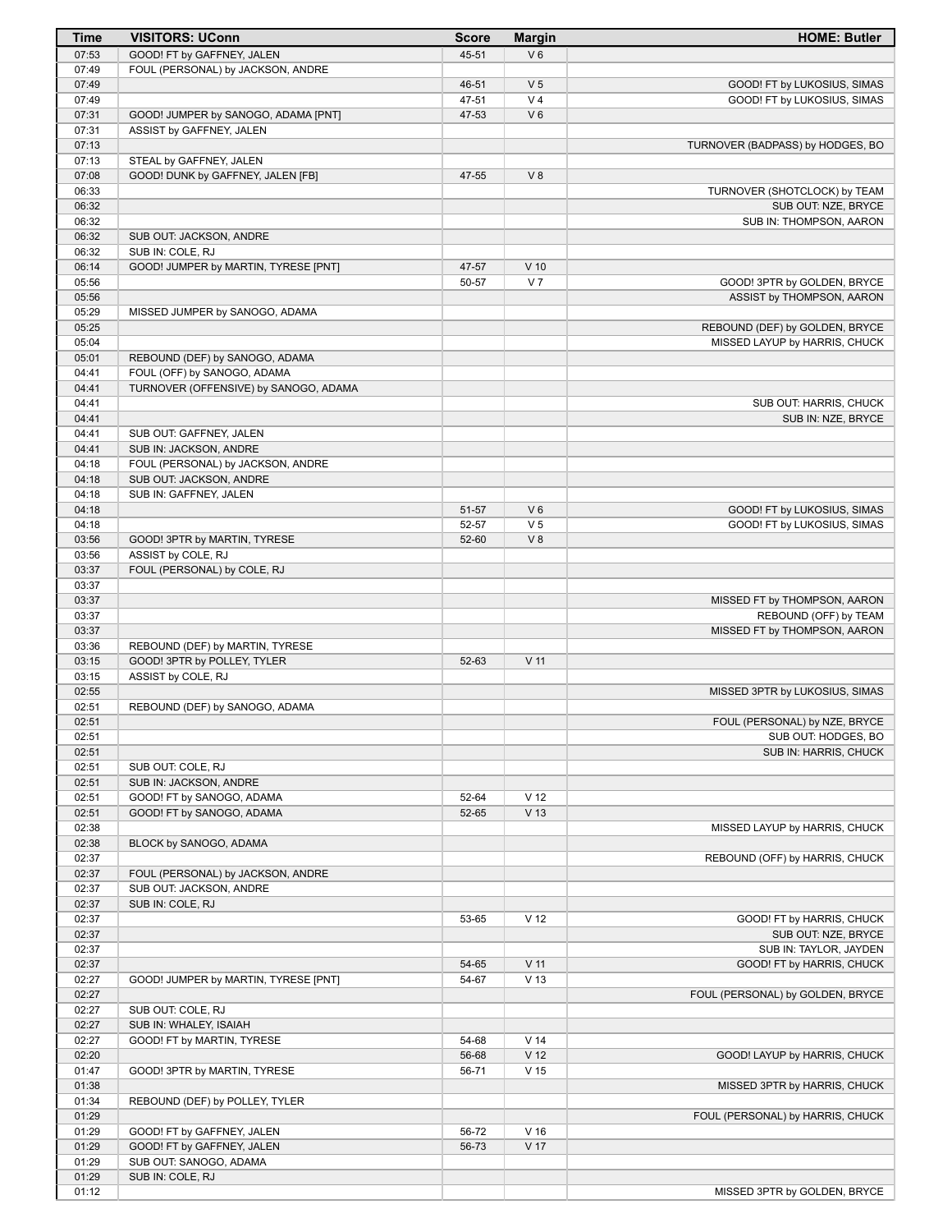| Time | VISITORS: UConn | Score | Margin | HOME: Butler |
|---|---|---|---|---|
| 07:53 | GOOD! FT by GAFFNEY, JALEN | 45-51 | V 6 | |
| 07:49 | FOUL (PERSONAL) by JACKSON, ANDRE | | | |
| 07:49 | | 46-51 | V 5 | GOOD! FT by LUKOSIUS, SIMAS |
| 07:49 | | 47-51 | V 4 | GOOD! FT by LUKOSIUS, SIMAS |
| 07:31 | GOOD! JUMPER by SANOGO, ADAMA [PNT] | 47-53 | V 6 | |
| 07:31 | ASSIST by GAFFNEY, JALEN | | | |
| 07:13 | | | | TURNOVER (BADPASS) by HODGES, BO |
| 07:13 | STEAL by GAFFNEY, JALEN | | | |
| 07:08 | GOOD! DUNK by GAFFNEY, JALEN [FB] | 47-55 | V 8 | |
| 06:33 | | | | TURNOVER (SHOTCLOCK) by TEAM |
| 06:32 | | | | SUB OUT: NZE, BRYCE |
| 06:32 | | | | SUB IN: THOMPSON, AARON |
| 06:32 | SUB OUT: JACKSON, ANDRE | | | |
| 06:32 | SUB IN: COLE, RJ | | | |
| 06:14 | GOOD! JUMPER by MARTIN, TYRESE [PNT] | 47-57 | V 10 | |
| 05:56 | | 50-57 | V 7 | GOOD! 3PTR by GOLDEN, BRYCE |
| 05:56 | | | | ASSIST by THOMPSON, AARON |
| 05:29 | MISSED JUMPER by SANOGO, ADAMA | | | |
| 05:25 | | | | REBOUND (DEF) by GOLDEN, BRYCE |
| 05:04 | | | | MISSED LAYUP by HARRIS, CHUCK |
| 05:01 | REBOUND (DEF) by SANOGO, ADAMA | | | |
| 04:41 | FOUL (OFF) by SANOGO, ADAMA | | | |
| 04:41 | TURNOVER (OFFENSIVE) by SANOGO, ADAMA | | | |
| 04:41 | | | | SUB OUT: HARRIS, CHUCK |
| 04:41 | | | | SUB IN: NZE, BRYCE |
| 04:41 | SUB OUT: GAFFNEY, JALEN | | | |
| 04:41 | SUB IN: JACKSON, ANDRE | | | |
| 04:18 | FOUL (PERSONAL) by JACKSON, ANDRE | | | |
| 04:18 | SUB OUT: JACKSON, ANDRE | | | |
| 04:18 | SUB IN: GAFFNEY, JALEN | | | |
| 04:18 | | 51-57 | V 6 | GOOD! FT by LUKOSIUS, SIMAS |
| 04:18 | | 52-57 | V 5 | GOOD! FT by LUKOSIUS, SIMAS |
| 03:56 | GOOD! 3PTR by MARTIN, TYRESE | 52-60 | V 8 | |
| 03:56 | ASSIST by COLE, RJ | | | |
| 03:37 | FOUL (PERSONAL) by COLE, RJ | | | |
| 03:37 | | | | |
| 03:37 | | | | MISSED FT by THOMPSON, AARON |
| 03:37 | | | | REBOUND (OFF) by TEAM |
| 03:37 | | | | MISSED FT by THOMPSON, AARON |
| 03:36 | REBOUND (DEF) by MARTIN, TYRESE | | | |
| 03:15 | GOOD! 3PTR by POLLEY, TYLER | 52-63 | V 11 | |
| 03:15 | ASSIST by COLE, RJ | | | |
| 02:55 | | | | MISSED 3PTR by LUKOSIUS, SIMAS |
| 02:51 | REBOUND (DEF) by SANOGO, ADAMA | | | |
| 02:51 | | | | FOUL (PERSONAL) by NZE, BRYCE |
| 02:51 | | | | SUB OUT: HODGES, BO |
| 02:51 | | | | SUB IN: HARRIS, CHUCK |
| 02:51 | SUB OUT: COLE, RJ | | | |
| 02:51 | SUB IN: JACKSON, ANDRE | | | |
| 02:51 | GOOD! FT by SANOGO, ADAMA | 52-64 | V 12 | |
| 02:51 | GOOD! FT by SANOGO, ADAMA | 52-65 | V 13 | |
| 02:38 | | | | MISSED LAYUP by HARRIS, CHUCK |
| 02:38 | BLOCK by SANOGO, ADAMA | | | |
| 02:37 | | | | REBOUND (OFF) by HARRIS, CHUCK |
| 02:37 | FOUL (PERSONAL) by JACKSON, ANDRE | | | |
| 02:37 | SUB OUT: JACKSON, ANDRE | | | |
| 02:37 | SUB IN: COLE, RJ | | | |
| 02:37 | | 53-65 | V 12 | GOOD! FT by HARRIS, CHUCK |
| 02:37 | | | | SUB OUT: NZE, BRYCE |
| 02:37 | | | | SUB IN: TAYLOR, JAYDEN |
| 02:37 | | 54-65 | V 11 | GOOD! FT by HARRIS, CHUCK |
| 02:27 | GOOD! JUMPER by MARTIN, TYRESE [PNT] | 54-67 | V 13 | |
| 02:27 | | | | FOUL (PERSONAL) by GOLDEN, BRYCE |
| 02:27 | SUB OUT: COLE, RJ | | | |
| 02:27 | SUB IN: WHALEY, ISAIAH | | | |
| 02:27 | GOOD! FT by MARTIN, TYRESE | 54-68 | V 14 | |
| 02:20 | | 56-68 | V 12 | GOOD! LAYUP by HARRIS, CHUCK |
| 01:47 | GOOD! 3PTR by MARTIN, TYRESE | 56-71 | V 15 | |
| 01:38 | | | | MISSED 3PTR by HARRIS, CHUCK |
| 01:34 | REBOUND (DEF) by POLLEY, TYLER | | | |
| 01:29 | | | | FOUL (PERSONAL) by HARRIS, CHUCK |
| 01:29 | GOOD! FT by GAFFNEY, JALEN | 56-72 | V 16 | |
| 01:29 | GOOD! FT by GAFFNEY, JALEN | 56-73 | V 17 | |
| 01:29 | SUB OUT: SANOGO, ADAMA | | | |
| 01:29 | SUB IN: COLE, RJ | | | |
| 01:12 | | | | MISSED 3PTR by GOLDEN, BRYCE |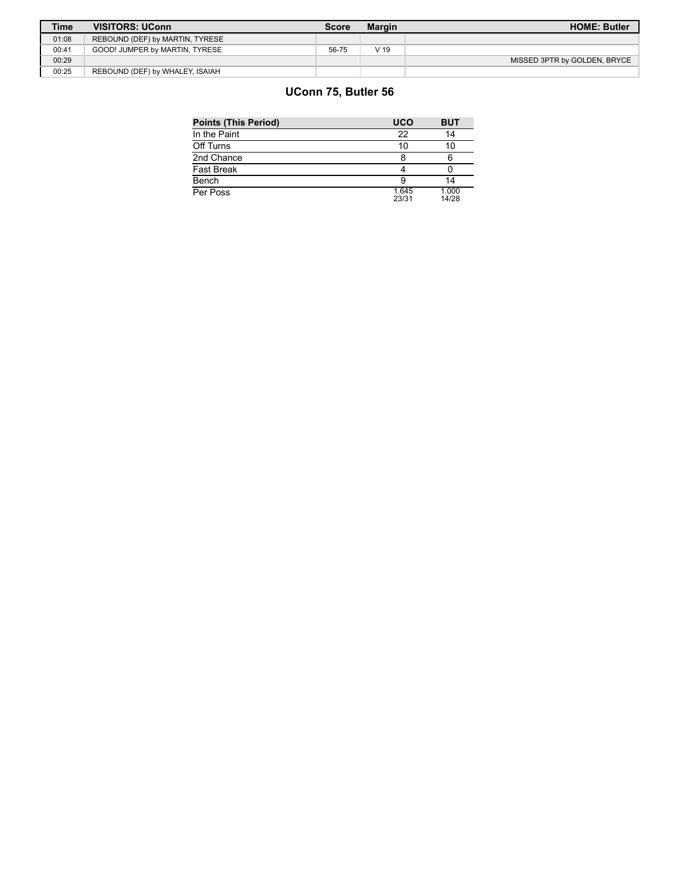| Time | VISITORS: UConn | Score | Margin | HOME: Butler |
|---|---|---|---|---|
| 01:08 | REBOUND (DEF) by MARTIN, TYRESE | | | |
| 00:41 | GOOD! JUMPER by MARTIN, TYRESE | 56-75 | V 19 | |
| 00:29 | | | | MISSED 3PTR by GOLDEN, BRYCE |
| 00:25 | REBOUND (DEF) by WHALEY, ISAIAH | | | |

## UConn 75, Butler 56

| Points (This Period) | UCO | BUT |
|---|---|---|
| In the Paint | 22 | 14 |
| Off Turns | 10 | 10 |
| 2nd Chance | 8 | 6 |
| Fast Break | 4 | 0 |
| Bench | 9 | 14 |
| Per Poss | 1.645 23/31 | 1.000 14/28 |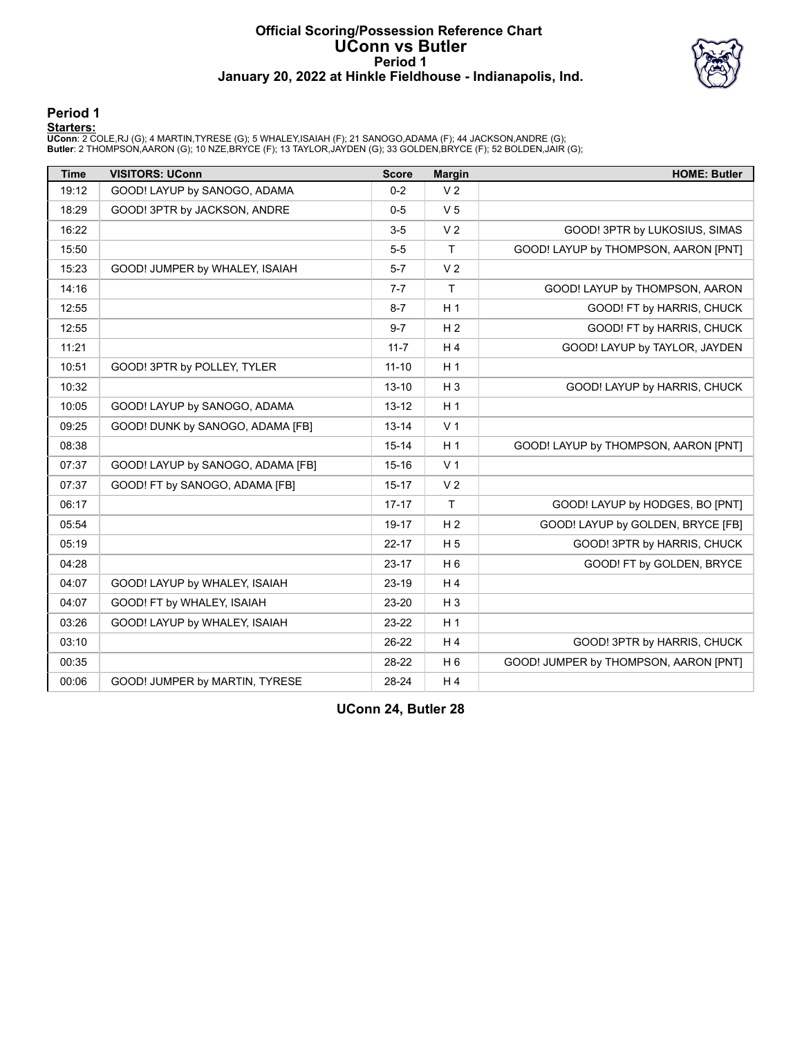# Official Scoring/Possession Reference Chart
# UConn vs Butler
## Period 1
### January 20, 2022 at Hinkle Fieldhouse - Indianapolis, Ind.

## Period 1

**Starters:**

**UConn**: 2 COLE,RJ (G); 4 MARTIN,TYRESE (G); 5 WHALEY,ISAIAH (F); 21 SANOGO,ADAMA (F); 44 JACKSON,ANDRE (G);
**Butler**: 2 THOMPSON,AARON (G); 10 NZE,BRYCE (F); 13 TAYLOR,JAYDEN (G); 33 GOLDEN,BRYCE (F); 52 BOLDEN,JAIR (G);

| Time | VISITORS: UConn | Score | Margin | HOME: Butler |
|---|---|---|---|---|
| 19:12 | GOOD! LAYUP by SANOGO, ADAMA | 0-2 | V 2 | |
| 18:29 | GOOD! 3PTR by JACKSON, ANDRE | 0-5 | V 5 | |
| 16:22 | | 3-5 | V 2 | GOOD! 3PTR by LUKOSIUS, SIMAS |
| 15:50 | | 5-5 | T | GOOD! LAYUP by THOMPSON, AARON [PNT] |
| 15:23 | GOOD! JUMPER by WHALEY, ISAIAH | 5-7 | V 2 | |
| 14:16 | | 7-7 | T | GOOD! LAYUP by THOMPSON, AARON |
| 12:55 | | 8-7 | H 1 | GOOD! FT by HARRIS, CHUCK |
| 12:55 | | 9-7 | H 2 | GOOD! FT by HARRIS, CHUCK |
| 11:21 | | 11-7 | H 4 | GOOD! LAYUP by TAYLOR, JAYDEN |
| 10:51 | GOOD! 3PTR by POLLEY, TYLER | 11-10 | H 1 | |
| 10:32 | | 13-10 | H 3 | GOOD! LAYUP by HARRIS, CHUCK |
| 10:05 | GOOD! LAYUP by SANOGO, ADAMA | 13-12 | H 1 | |
| 09:25 | GOOD! DUNK by SANOGO, ADAMA [FB] | 13-14 | V 1 | |
| 08:38 | | 15-14 | H 1 | GOOD! LAYUP by THOMPSON, AARON [PNT] |
| 07:37 | GOOD! LAYUP by SANOGO, ADAMA [FB] | 15-16 | V 1 | |
| 07:37 | GOOD! FT by SANOGO, ADAMA [FB] | 15-17 | V 2 | |
| 06:17 | | 17-17 | T | GOOD! LAYUP by HODGES, BO [PNT] |
| 05:54 | | 19-17 | H 2 | GOOD! LAYUP by GOLDEN, BRYCE [FB] |
| 05:19 | | 22-17 | H 5 | GOOD! 3PTR by HARRIS, CHUCK |
| 04:28 | | 23-17 | H 6 | GOOD! FT by GOLDEN, BRYCE |
| 04:07 | GOOD! LAYUP by WHALEY, ISAIAH | 23-19 | H 4 | |
| 04:07 | GOOD! FT by WHALEY, ISAIAH | 23-20 | H 3 | |
| 03:26 | GOOD! LAYUP by WHALEY, ISAIAH | 23-22 | H 1 | |
| 03:10 | | 26-22 | H 4 | GOOD! 3PTR by HARRIS, CHUCK |
| 00:35 | | 28-22 | H 6 | GOOD! JUMPER by THOMPSON, AARON [PNT] |
| 00:06 | GOOD! JUMPER by MARTIN, TYRESE | 28-24 | H 4 | |

**UConn 24, Butler 28**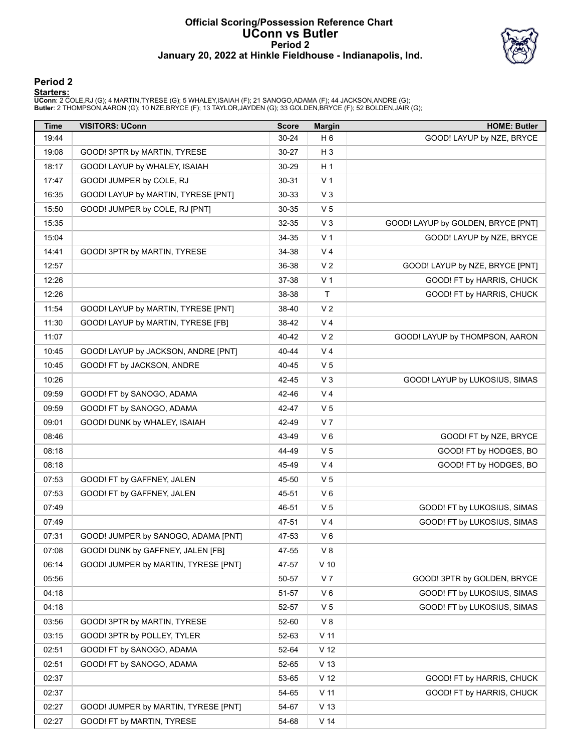# Official Scoring/Possession Reference Chart
## UConn vs Butler
### Period 2
### January 20, 2022 at Hinkle Fieldhouse - Indianapolis, Ind.

## Period 2

**Starters:**

**UConn**: 2 COLE,RJ (G); 4 MARTIN,TYRESE (G); 5 WHALEY,ISAIAH (F); 21 SANOGO,ADAMA (F); 44 JACKSON,ANDRE (G);
**Butler**: 2 THOMPSON,AARON (G); 10 NZE,BRYCE (F); 13 TAYLOR,JAYDEN (G); 33 GOLDEN,BRYCE (F); 52 BOLDEN,JAIR (G);

| Time | VISITORS: UConn | Score | Margin | HOME: Butler |
|---|---|---|---|---|
| 19:44 | | 30-24 | H 6 | GOOD! LAYUP by NZE, BRYCE |
| 19:08 | GOOD! 3PTR by MARTIN, TYRESE | 30-27 | H 3 | |
| 18:17 | GOOD! LAYUP by WHALEY, ISAIAH | 30-29 | H 1 | |
| 17:47 | GOOD! JUMPER by COLE, RJ | 30-31 | V 1 | |
| 16:35 | GOOD! LAYUP by MARTIN, TYRESE [PNT] | 30-33 | V 3 | |
| 15:50 | GOOD! JUMPER by COLE, RJ [PNT] | 30-35 | V 5 | |
| 15:35 | | 32-35 | V 3 | GOOD! LAYUP by GOLDEN, BRYCE [PNT] |
| 15:04 | | 34-35 | V 1 | GOOD! LAYUP by NZE, BRYCE |
| 14:41 | GOOD! 3PTR by MARTIN, TYRESE | 34-38 | V 4 | |
| 12:57 | | 36-38 | V 2 | GOOD! LAYUP by NZE, BRYCE [PNT] |
| 12:26 | | 37-38 | V 1 | GOOD! FT by HARRIS, CHUCK |
| 12:26 | | 38-38 | T | GOOD! FT by HARRIS, CHUCK |
| 11:54 | GOOD! LAYUP by MARTIN, TYRESE [PNT] | 38-40 | V 2 | |
| 11:30 | GOOD! LAYUP by MARTIN, TYRESE [FB] | 38-42 | V 4 | |
| 11:07 | | 40-42 | V 2 | GOOD! LAYUP by THOMPSON, AARON |
| 10:45 | GOOD! LAYUP by JACKSON, ANDRE [PNT] | 40-44 | V 4 | |
| 10:45 | GOOD! FT by JACKSON, ANDRE | 40-45 | V 5 | |
| 10:26 | | 42-45 | V 3 | GOOD! LAYUP by LUKOSIUS, SIMAS |
| 09:59 | GOOD! FT by SANOGO, ADAMA | 42-46 | V 4 | |
| 09:59 | GOOD! FT by SANOGO, ADAMA | 42-47 | V 5 | |
| 09:01 | GOOD! DUNK by WHALEY, ISAIAH | 42-49 | V 7 | |
| 08:46 | | 43-49 | V 6 | GOOD! FT by NZE, BRYCE |
| 08:18 | | 44-49 | V 5 | GOOD! FT by HODGES, BO |
| 08:18 | | 45-49 | V 4 | GOOD! FT by HODGES, BO |
| 07:53 | GOOD! FT by GAFFNEY, JALEN | 45-50 | V 5 | |
| 07:53 | GOOD! FT by GAFFNEY, JALEN | 45-51 | V 6 | |
| 07:49 | | 46-51 | V 5 | GOOD! FT by LUKOSIUS, SIMAS |
| 07:49 | | 47-51 | V 4 | GOOD! FT by LUKOSIUS, SIMAS |
| 07:31 | GOOD! JUMPER by SANOGO, ADAMA [PNT] | 47-53 | V 6 | |
| 07:08 | GOOD! DUNK by GAFFNEY, JALEN [FB] | 47-55 | V 8 | |
| 06:14 | GOOD! JUMPER by MARTIN, TYRESE [PNT] | 47-57 | V 10 | |
| 05:56 | | 50-57 | V 7 | GOOD! 3PTR by GOLDEN, BRYCE |
| 04:18 | | 51-57 | V 6 | GOOD! FT by LUKOSIUS, SIMAS |
| 04:18 | | 52-57 | V 5 | GOOD! FT by LUKOSIUS, SIMAS |
| 03:56 | GOOD! 3PTR by MARTIN, TYRESE | 52-60 | V 8 | |
| 03:15 | GOOD! 3PTR by POLLEY, TYLER | 52-63 | V 11 | |
| 02:51 | GOOD! FT by SANOGO, ADAMA | 52-64 | V 12 | |
| 02:51 | GOOD! FT by SANOGO, ADAMA | 52-65 | V 13 | |
| 02:37 | | 53-65 | V 12 | GOOD! FT by HARRIS, CHUCK |
| 02:37 | | 54-65 | V 11 | GOOD! FT by HARRIS, CHUCK |
| 02:27 | GOOD! JUMPER by MARTIN, TYRESE [PNT] | 54-67 | V 13 | |
| 02:27 | GOOD! FT by MARTIN, TYRESE | 54-68 | V 14 | |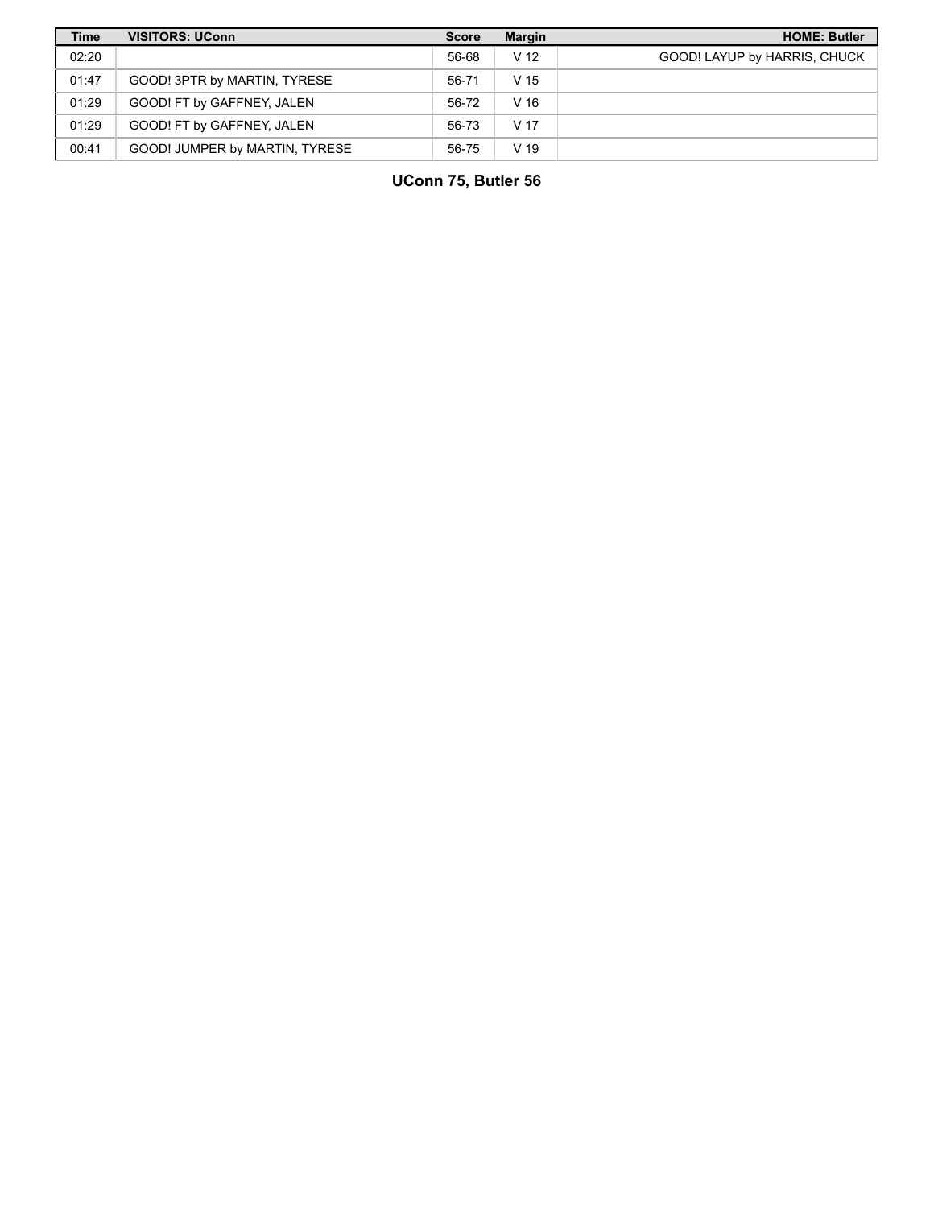| Time | VISITORS: UConn | Score | Margin | HOME: Butler |
| --- | --- | --- | --- | --- |
| 02:20 | | 56-68 | V 12 | GOOD! LAYUP by HARRIS, CHUCK |
| 01:47 | GOOD! 3PTR by MARTIN, TYRESE | 56-71 | V 15 | |
| 01:29 | GOOD! FT by GAFFNEY, JALEN | 56-72 | V 16 | |
| 01:29 | GOOD! FT by GAFFNEY, JALEN | 56-73 | V 17 | |
| 00:41 | GOOD! JUMPER by MARTIN, TYRESE | 56-75 | V 19 | |

**UConn 75, Butler 56**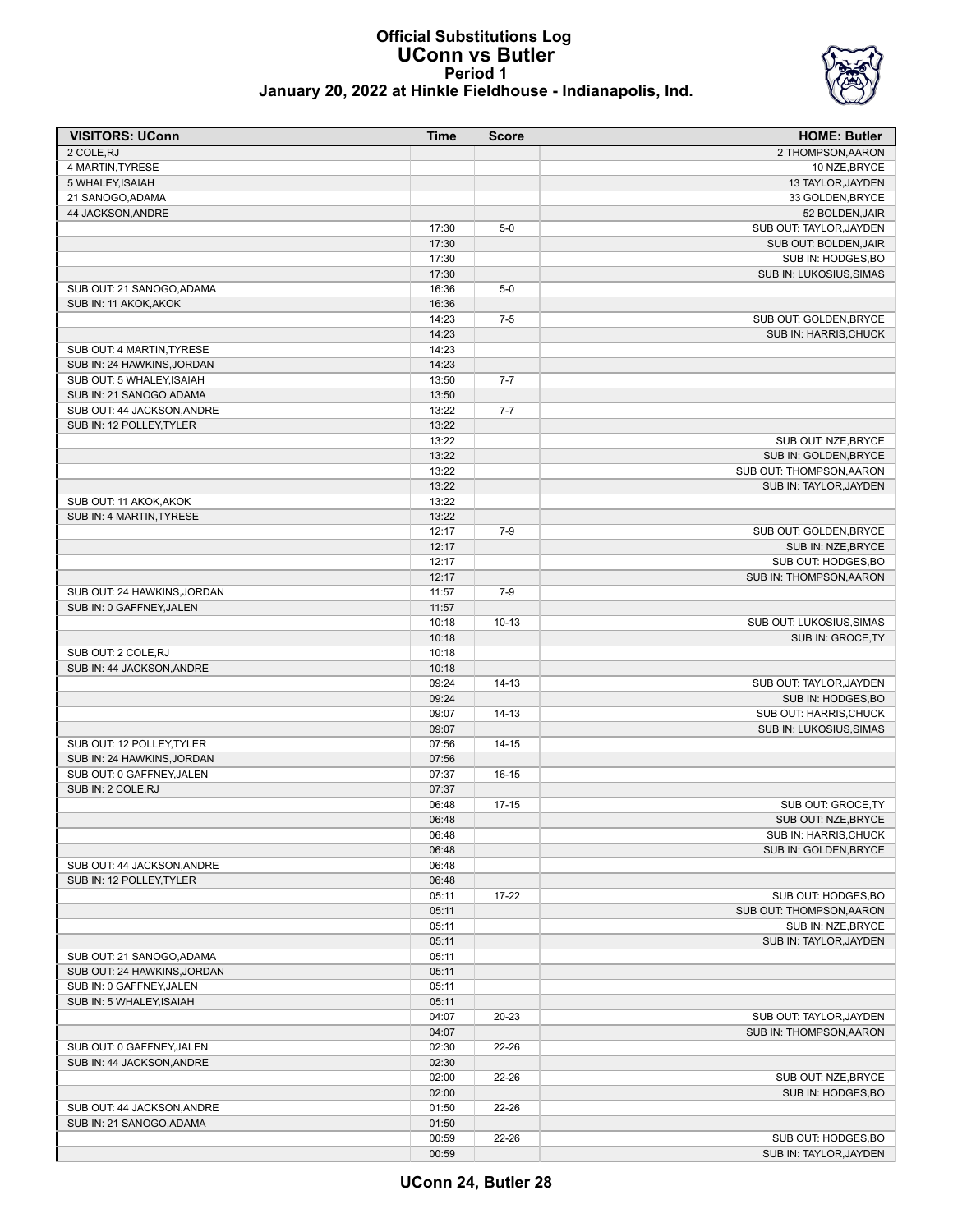# Official Substitutions Log
## UConn vs Butler
### Period 1
### January 20, 2022 at Hinkle Fieldhouse - Indianapolis, Ind.

| VISITORS: UConn | Time | Score | HOME: Butler |
|---|---|---|---|
| 2 COLE,RJ | | | 2 THOMPSON,AARON |
| 4 MARTIN,TYRESE | | | 10 NZE,BRYCE |
| 5 WHALEY,ISAIAH | | | 13 TAYLOR,JAYDEN |
| 21 SANOGO,ADAMA | | | 33 GOLDEN,BRYCE |
| 44 JACKSON,ANDRE | | | 52 BOLDEN,JAIR |
| | 17:30 | 5-0 | SUB OUT: TAYLOR,JAYDEN |
| | 17:30 | | SUB OUT: BOLDEN,JAIR |
| | 17:30 | | SUB IN: HODGES,BO |
| | 17:30 | | SUB IN: LUKOSIUS,SIMAS |
| SUB OUT: 21 SANOGO,ADAMA | 16:36 | 5-0 | |
| SUB IN: 11 AKOK,AKOK | 16:36 | | |
| | 14:23 | 7-5 | SUB OUT: GOLDEN,BRYCE |
| | 14:23 | | SUB IN: HARRIS,CHUCK |
| SUB OUT: 4 MARTIN,TYRESE | 14:23 | | |
| SUB IN: 24 HAWKINS,JORDAN | 14:23 | | |
| SUB OUT: 5 WHALEY,ISAIAH | 13:50 | 7-7 | |
| SUB IN: 21 SANOGO,ADAMA | 13:50 | | |
| SUB OUT: 44 JACKSON,ANDRE | 13:22 | 7-7 | |
| SUB IN: 12 POLLEY,TYLER | 13:22 | | |
| | 13:22 | | SUB OUT: NZE,BRYCE |
| | 13:22 | | SUB IN: GOLDEN,BRYCE |
| | 13:22 | | SUB OUT: THOMPSON,AARON |
| | 13:22 | | SUB IN: TAYLOR,JAYDEN |
| SUB OUT: 11 AKOK,AKOK | 13:22 | | |
| SUB IN: 4 MARTIN,TYRESE | 13:22 | | |
| | 12:17 | 7-9 | SUB OUT: GOLDEN,BRYCE |
| | 12:17 | | SUB IN: NZE,BRYCE |
| | 12:17 | | SUB OUT: HODGES,BO |
| | 12:17 | | SUB IN: THOMPSON,AARON |
| SUB OUT: 24 HAWKINS,JORDAN | 11:57 | 7-9 | |
| SUB IN: 0 GAFFNEY,JALEN | 11:57 | | |
| | 10:18 | 10-13 | SUB OUT: LUKOSIUS,SIMAS |
| | 10:18 | | SUB IN: GROCE,TY |
| SUB OUT: 2 COLE,RJ | 10:18 | | |
| SUB IN: 44 JACKSON,ANDRE | 10:18 | | |
| | 09:24 | 14-13 | SUB OUT: TAYLOR,JAYDEN |
| | 09:24 | | SUB IN: HODGES,BO |
| | 09:07 | 14-13 | SUB OUT: HARRIS,CHUCK |
| | 09:07 | | SUB IN: LUKOSIUS,SIMAS |
| SUB OUT: 12 POLLEY,TYLER | 07:56 | 14-15 | |
| SUB IN: 24 HAWKINS,JORDAN | 07:56 | | |
| SUB OUT: 0 GAFFNEY,JALEN | 07:37 | 16-15 | |
| SUB IN: 2 COLE,RJ | 07:37 | | |
| | 06:48 | 17-15 | SUB OUT: GROCE,TY |
| | 06:48 | | SUB OUT: NZE,BRYCE |
| | 06:48 | | SUB IN: HARRIS,CHUCK |
| | 06:48 | | SUB IN: GOLDEN,BRYCE |
| SUB OUT: 44 JACKSON,ANDRE | 06:48 | | |
| SUB IN: 12 POLLEY,TYLER | 06:48 | | |
| | 05:11 | 17-22 | SUB OUT: HODGES,BO |
| | 05:11 | | SUB OUT: THOMPSON,AARON |
| | 05:11 | | SUB IN: NZE,BRYCE |
| | 05:11 | | SUB IN: TAYLOR,JAYDEN |
| SUB OUT: 21 SANOGO,ADAMA | 05:11 | | |
| SUB OUT: 24 HAWKINS,JORDAN | 05:11 | | |
| SUB IN: 0 GAFFNEY,JALEN | 05:11 | | |
| SUB IN: 5 WHALEY,ISAIAH | 05:11 | | |
| | 04:07 | 20-23 | SUB OUT: TAYLOR,JAYDEN |
| | 04:07 | | SUB IN: THOMPSON,AARON |
| SUB OUT: 0 GAFFNEY,JALEN | 02:30 | 22-26 | |
| SUB IN: 44 JACKSON,ANDRE | 02:30 | | |
| | 02:00 | 22-26 | SUB OUT: NZE,BRYCE |
| | 02:00 | | SUB IN: HODGES,BO |
| SUB OUT: 44 JACKSON,ANDRE | 01:50 | 22-26 | |
| SUB IN: 21 SANOGO,ADAMA | 01:50 | | |
| | 00:59 | 22-26 | SUB OUT: HODGES,BO |
| | 00:59 | | SUB IN: TAYLOR,JAYDEN |

**UConn 24, Butler 28**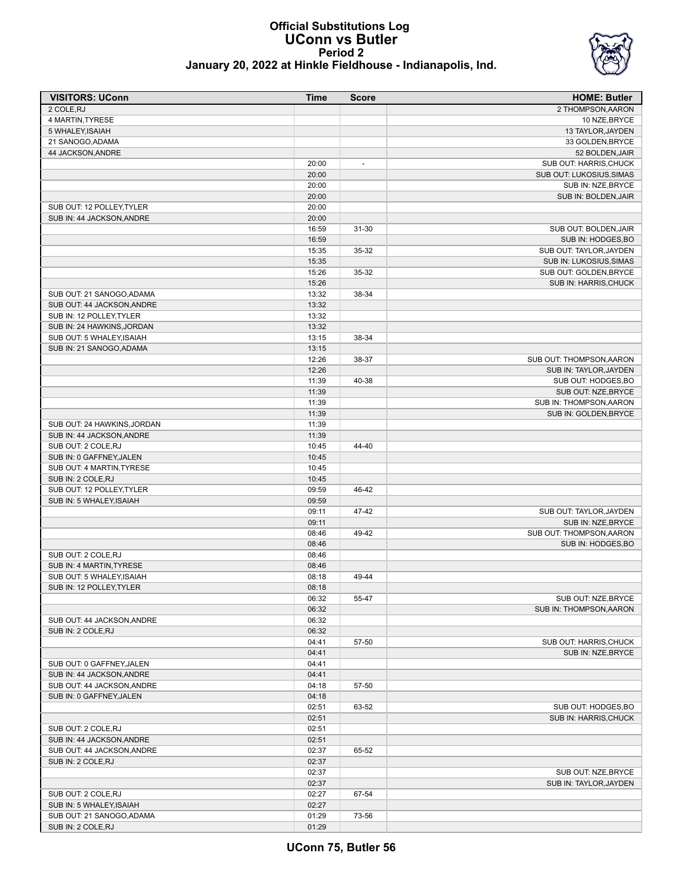# Official Substitutions Log
## UConn vs Butler
### Period 2
### January 20, 2022 at Hinkle Fieldhouse - Indianapolis, Ind.

| VISITORS: UConn | Time | Score | HOME: Butler |
|---|---|---|---|
| 2 COLE,RJ | | | 2 THOMPSON,AARON |
| 4 MARTIN,TYRESE | | | 10 NZE,BRYCE |
| 5 WHALEY,ISAIAH | | | 13 TAYLOR,JAYDEN |
| 21 SANOGO,ADAMA | | | 33 GOLDEN,BRYCE |
| 44 JACKSON,ANDRE | | | 52 BOLDEN,JAIR |
| | 20:00 | - | SUB OUT: HARRIS,CHUCK |
| | 20:00 | | SUB OUT: LUKOSIUS,SIMAS |
| | 20:00 | | SUB IN: NZE,BRYCE |
| | 20:00 | | SUB IN: BOLDEN,JAIR |
| SUB OUT: 12 POLLEY,TYLER | 20:00 | | |
| SUB IN: 44 JACKSON,ANDRE | 20:00 | | |
| | 16:59 | 31-30 | SUB OUT: BOLDEN,JAIR |
| | 16:59 | | SUB IN: HODGES,BO |
| | 15:35 | 35-32 | SUB OUT: TAYLOR,JAYDEN |
| | 15:35 | | SUB IN: LUKOSIUS,SIMAS |
| | 15:26 | 35-32 | SUB OUT: GOLDEN,BRYCE |
| | 15:26 | | SUB IN: HARRIS,CHUCK |
| SUB OUT: 21 SANOGO,ADAMA | 13:32 | 38-34 | |
| SUB OUT: 44 JACKSON,ANDRE | 13:32 | | |
| SUB IN: 12 POLLEY,TYLER | 13:32 | | |
| SUB IN: 24 HAWKINS,JORDAN | 13:32 | | |
| SUB OUT: 5 WHALEY,ISAIAH | 13:15 | 38-34 | |
| SUB IN: 21 SANOGO,ADAMA | 13:15 | | |
| | 12:26 | 38-37 | SUB OUT: THOMPSON,AARON |
| | 12:26 | | SUB IN: TAYLOR,JAYDEN |
| | 11:39 | 40-38 | SUB OUT: HODGES,BO |
| | 11:39 | | SUB OUT: NZE,BRYCE |
| | 11:39 | | SUB IN: THOMPSON,AARON |
| | 11:39 | | SUB IN: GOLDEN,BRYCE |
| SUB OUT: 24 HAWKINS,JORDAN | 11:39 | | |
| SUB IN: 44 JACKSON,ANDRE | 11:39 | | |
| SUB OUT: 2 COLE,RJ | 10:45 | 44-40 | |
| SUB IN: 0 GAFFNEY,JALEN | 10:45 | | |
| SUB OUT: 4 MARTIN,TYRESE | 10:45 | | |
| SUB IN: 2 COLE,RJ | 10:45 | | |
| SUB OUT: 12 POLLEY,TYLER | 09:59 | 46-42 | |
| SUB IN: 5 WHALEY,ISAIAH | 09:59 | | |
| | 09:11 | 47-42 | SUB OUT: TAYLOR,JAYDEN |
| | 09:11 | | SUB IN: NZE,BRYCE |
| | 08:46 | 49-42 | SUB OUT: THOMPSON,AARON |
| | 08:46 | | SUB IN: HODGES,BO |
| SUB OUT: 2 COLE,RJ | 08:46 | | |
| SUB IN: 4 MARTIN,TYRESE | 08:46 | | |
| SUB OUT: 5 WHALEY,ISAIAH | 08:18 | 49-44 | |
| SUB IN: 12 POLLEY,TYLER | 08:18 | | |
| | 06:32 | 55-47 | SUB OUT: NZE,BRYCE |
| | 06:32 | | SUB IN: THOMPSON,AARON |
| SUB OUT: 44 JACKSON,ANDRE | 06:32 | | |
| SUB IN: 2 COLE,RJ | 06:32 | | |
| | 04:41 | 57-50 | SUB OUT: HARRIS,CHUCK |
| | 04:41 | | SUB IN: NZE,BRYCE |
| SUB OUT: 0 GAFFNEY,JALEN | 04:41 | | |
| SUB IN: 44 JACKSON,ANDRE | 04:41 | | |
| SUB OUT: 44 JACKSON,ANDRE | 04:18 | 57-50 | |
| SUB IN: 0 GAFFNEY,JALEN | 04:18 | | |
| | 02:51 | 63-52 | SUB OUT: HODGES,BO |
| | 02:51 | | SUB IN: HARRIS,CHUCK |
| SUB OUT: 2 COLE,RJ | 02:51 | | |
| SUB IN: 44 JACKSON,ANDRE | 02:51 | | |
| SUB OUT: 44 JACKSON,ANDRE | 02:37 | 65-52 | |
| SUB IN: 2 COLE,RJ | 02:37 | | |
| | 02:37 | | SUB OUT: NZE,BRYCE |
| | 02:37 | | SUB IN: TAYLOR,JAYDEN |
| SUB OUT: 2 COLE,RJ | 02:27 | 67-54 | |
| SUB IN: 5 WHALEY,ISAIAH | 02:27 | | |
| SUB OUT: 21 SANOGO,ADAMA | 01:29 | 73-56 | |
| SUB IN: 2 COLE,RJ | 01:29 | | |

**UConn 75, Butler 56**